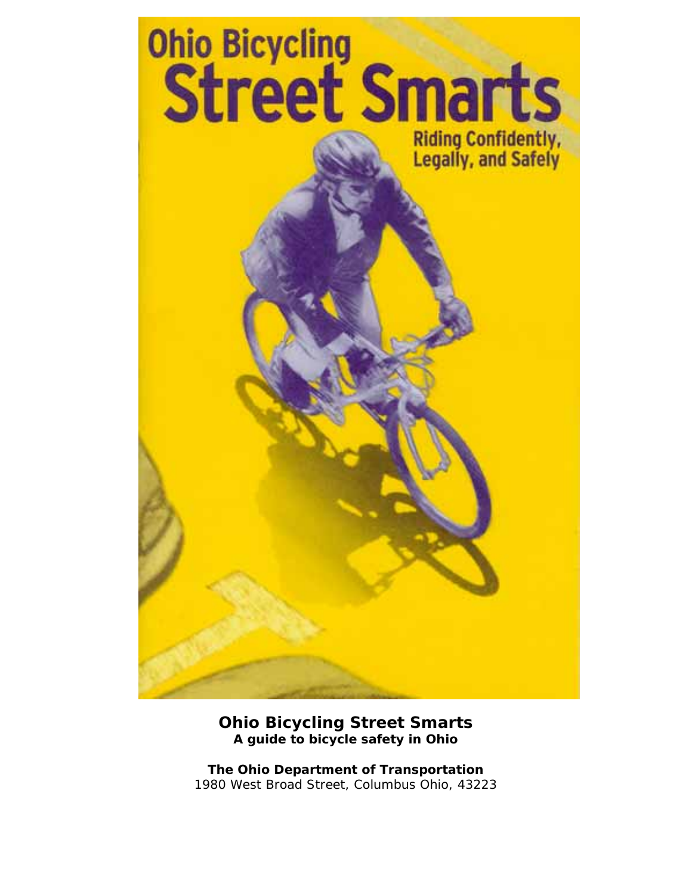# Ohio Bicycling Street Smarts

Riding Confidently, Legally, and Safely

**Ohio Bicycling Street Smarts**
**A guide to bicycle safety in Ohio**

**The Ohio Department of Transportation**
1980 West Broad Street, Columbus Ohio, 43223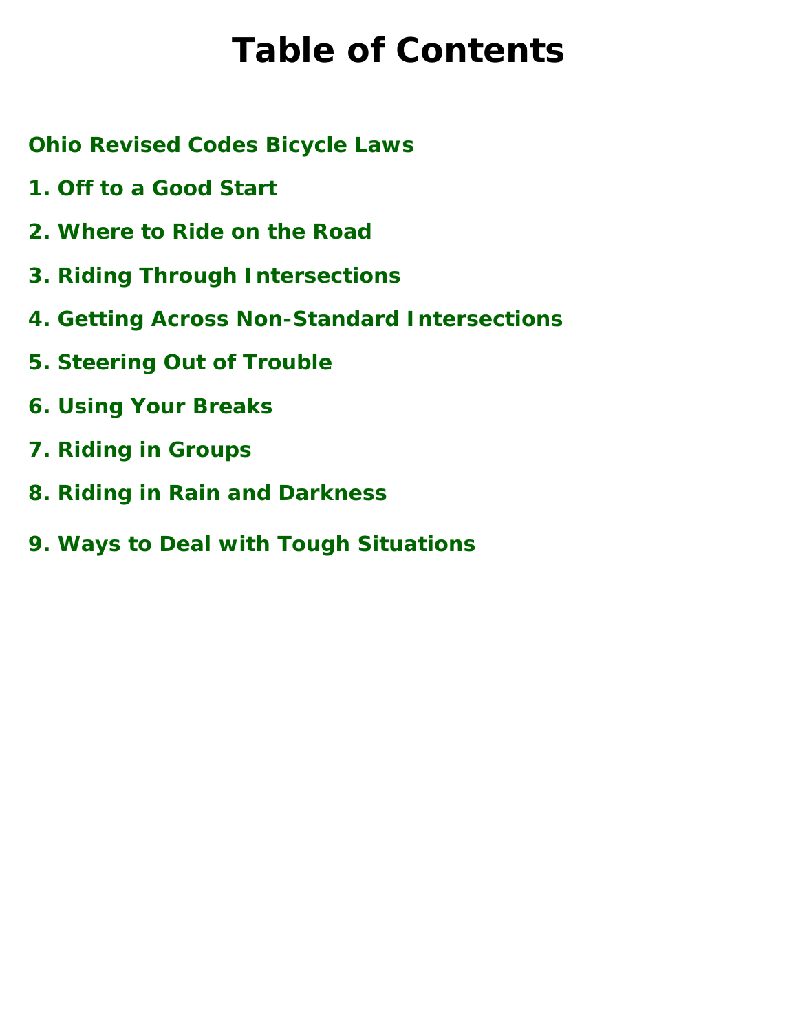# Table of Contents

**Ohio Revised Codes Bicycle Laws**

**1. Off to a Good Start**

**2. Where to Ride on the Road**

**3. Riding Through Intersections**

**4. Getting Across Non-Standard Intersections**

**5. Steering Out of Trouble**

**6. Using Your Breaks**

**7. Riding in Groups**

**8. Riding in Rain and Darkness**

**9. Ways to Deal with Tough Situations**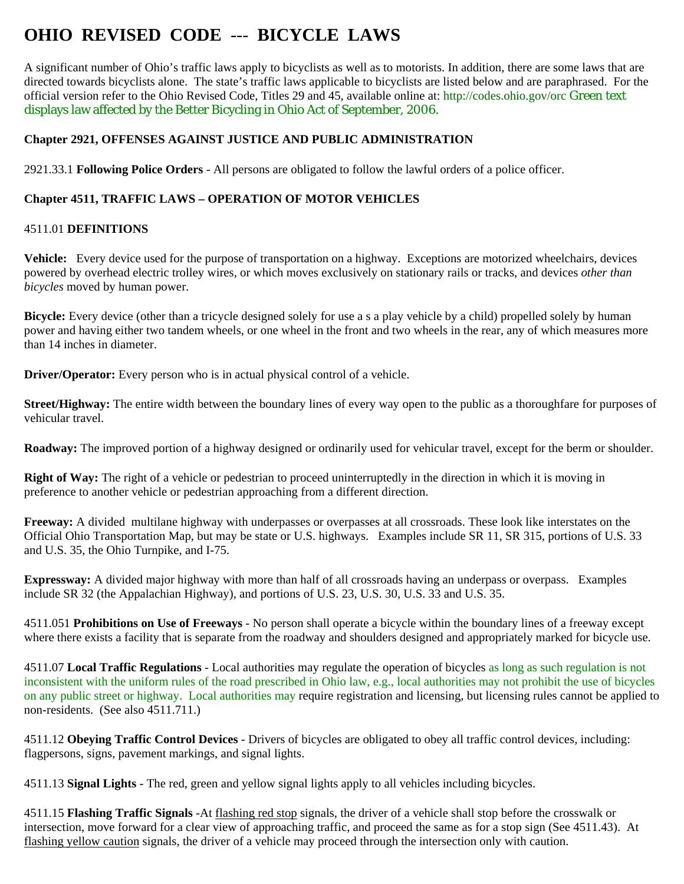# OHIO REVISED CODE --- BICYCLE LAWS

A significant number of Ohio's traffic laws apply to bicyclists as well as to motorists. In addition, there are some laws that are directed towards bicyclists alone. The state's traffic laws applicable to bicyclists are listed below and are paraphrased. For the official version refer to the Ohio Revised Code, Titles 29 and 45, available online at: http://codes.ohio.gov/orc Green text displays law affected by the Better Bicycling in Ohio Act of September, 2006.

**Chapter 2921, OFFENSES AGAINST JUSTICE AND PUBLIC ADMINISTRATION**

2921.33.1 **Following Police Orders** - All persons are obligated to follow the lawful orders of a police officer.

**Chapter 4511, TRAFFIC LAWS – OPERATION OF MOTOR VEHICLES**

4511.01 **DEFINITIONS**

**Vehicle:** Every device used for the purpose of transportation on a highway. Exceptions are motorized wheelchairs, devices powered by overhead electric trolley wires, or which moves exclusively on stationary rails or tracks, and devices *other than bicycles* moved by human power.

**Bicycle:** Every device (other than a tricycle designed solely for use a s a play vehicle by a child) propelled solely by human power and having either two tandem wheels, or one wheel in the front and two wheels in the rear, any of which measures more than 14 inches in diameter.

**Driver/Operator:** Every person who is in actual physical control of a vehicle.

**Street/Highway:** The entire width between the boundary lines of every way open to the public as a thoroughfare for purposes of vehicular travel.

**Roadway:** The improved portion of a highway designed or ordinarily used for vehicular travel, except for the berm or shoulder.

**Right of Way:** The right of a vehicle or pedestrian to proceed uninterruptedly in the direction in which it is moving in preference to another vehicle or pedestrian approaching from a different direction.

**Freeway:** A divided multilane highway with underpasses or overpasses at all crossroads. These look like interstates on the Official Ohio Transportation Map, but may be state or U.S. highways. Examples include SR 11, SR 315, portions of U.S. 33 and U.S. 35, the Ohio Turnpike, and I-75.

**Expressway:** A divided major highway with more than half of all crossroads having an underpass or overpass. Examples include SR 32 (the Appalachian Highway), and portions of U.S. 23, U.S. 30, U.S. 33 and U.S. 35.

4511.051 **Prohibitions on Use of Freeways** - No person shall operate a bicycle within the boundary lines of a freeway except where there exists a facility that is separate from the roadway and shoulders designed and appropriately marked for bicycle use.

4511.07 **Local Traffic Regulations** - Local authorities may regulate the operation of bicycles as long as such regulation is not inconsistent with the uniform rules of the road prescribed in Ohio law, e.g., local authorities may not prohibit the use of bicycles on any public street or highway. Local authorities may require registration and licensing, but licensing rules cannot be applied to non-residents. (See also 4511.711.)

4511.12 **Obeying Traffic Control Devices** - Drivers of bicycles are obligated to obey all traffic control devices, including: flagpersons, signs, pavement markings, and signal lights.

4511.13 **Signal Lights** - The red, green and yellow signal lights apply to all vehicles including bicycles.

4511.15 **Flashing Traffic Signals** -At flashing red stop signals, the driver of a vehicle shall stop before the crosswalk or intersection, move forward for a clear view of approaching traffic, and proceed the same as for a stop sign (See 4511.43). At flashing yellow caution signals, the driver of a vehicle may proceed through the intersection only with caution.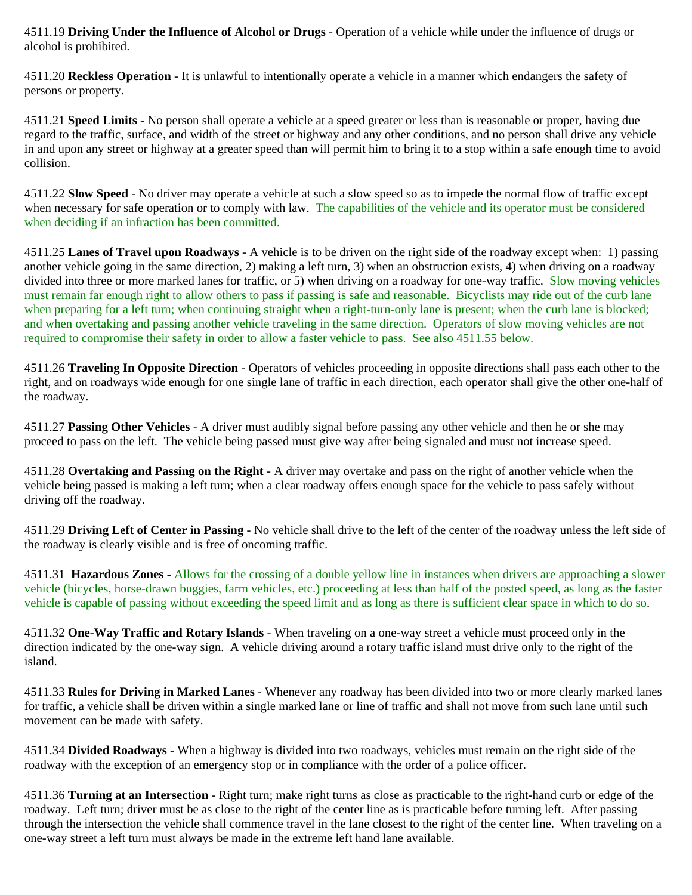4511.19 **Driving Under the Influence of Alcohol or Drugs** - Operation of a vehicle while under the influence of drugs or alcohol is prohibited.

4511.20 **Reckless Operation** - It is unlawful to intentionally operate a vehicle in a manner which endangers the safety of persons or property.

4511.21 **Speed Limits** - No person shall operate a vehicle at a speed greater or less than is reasonable or proper, having due regard to the traffic, surface, and width of the street or highway and any other conditions, and no person shall drive any vehicle in and upon any street or highway at a greater speed than will permit him to bring it to a stop within a safe enough time to avoid collision.

4511.22 **Slow Speed** - No driver may operate a vehicle at such a slow speed so as to impede the normal flow of traffic except when necessary for safe operation or to comply with law. The capabilities of the vehicle and its operator must be considered when deciding if an infraction has been committed.

4511.25 **Lanes of Travel upon Roadways** - A vehicle is to be driven on the right side of the roadway except when: 1) passing another vehicle going in the same direction, 2) making a left turn, 3) when an obstruction exists, 4) when driving on a roadway divided into three or more marked lanes for traffic, or 5) when driving on a roadway for one-way traffic. Slow moving vehicles must remain far enough right to allow others to pass if passing is safe and reasonable. Bicyclists may ride out of the curb lane when preparing for a left turn; when continuing straight when a right-turn-only lane is present; when the curb lane is blocked; and when overtaking and passing another vehicle traveling in the same direction. Operators of slow moving vehicles are not required to compromise their safety in order to allow a faster vehicle to pass. See also 4511.55 below.

4511.26 **Traveling In Opposite Direction** - Operators of vehicles proceeding in opposite directions shall pass each other to the right, and on roadways wide enough for one single lane of traffic in each direction, each operator shall give the other one-half of the roadway.

4511.27 **Passing Other Vehicles** - A driver must audibly signal before passing any other vehicle and then he or she may proceed to pass on the left. The vehicle being passed must give way after being signaled and must not increase speed.

4511.28 **Overtaking and Passing on the Right** - A driver may overtake and pass on the right of another vehicle when the vehicle being passed is making a left turn; when a clear roadway offers enough space for the vehicle to pass safely without driving off the roadway.

4511.29 **Driving Left of Center in Passing** - No vehicle shall drive to the left of the center of the roadway unless the left side of the roadway is clearly visible and is free of oncoming traffic.

4511.31 **Hazardous Zones -** Allows for the crossing of a double yellow line in instances when drivers are approaching a slower vehicle (bicycles, horse-drawn buggies, farm vehicles, etc.) proceeding at less than half of the posted speed, as long as the faster vehicle is capable of passing without exceeding the speed limit and as long as there is sufficient clear space in which to do so.

4511.32 **One-Way Traffic and Rotary Islands** - When traveling on a one-way street a vehicle must proceed only in the direction indicated by the one-way sign. A vehicle driving around a rotary traffic island must drive only to the right of the island.

4511.33 **Rules for Driving in Marked Lanes** - Whenever any roadway has been divided into two or more clearly marked lanes for traffic, a vehicle shall be driven within a single marked lane or line of traffic and shall not move from such lane until such movement can be made with safety.

4511.34 **Divided Roadways** - When a highway is divided into two roadways, vehicles must remain on the right side of the roadway with the exception of an emergency stop or in compliance with the order of a police officer.

4511.36 **Turning at an Intersection** - Right turn; make right turns as close as practicable to the right-hand curb or edge of the roadway. Left turn; driver must be as close to the right of the center line as is practicable before turning left. After passing through the intersection the vehicle shall commence travel in the lane closest to the right of the center line. When traveling on a one-way street a left turn must always be made in the extreme left hand lane available.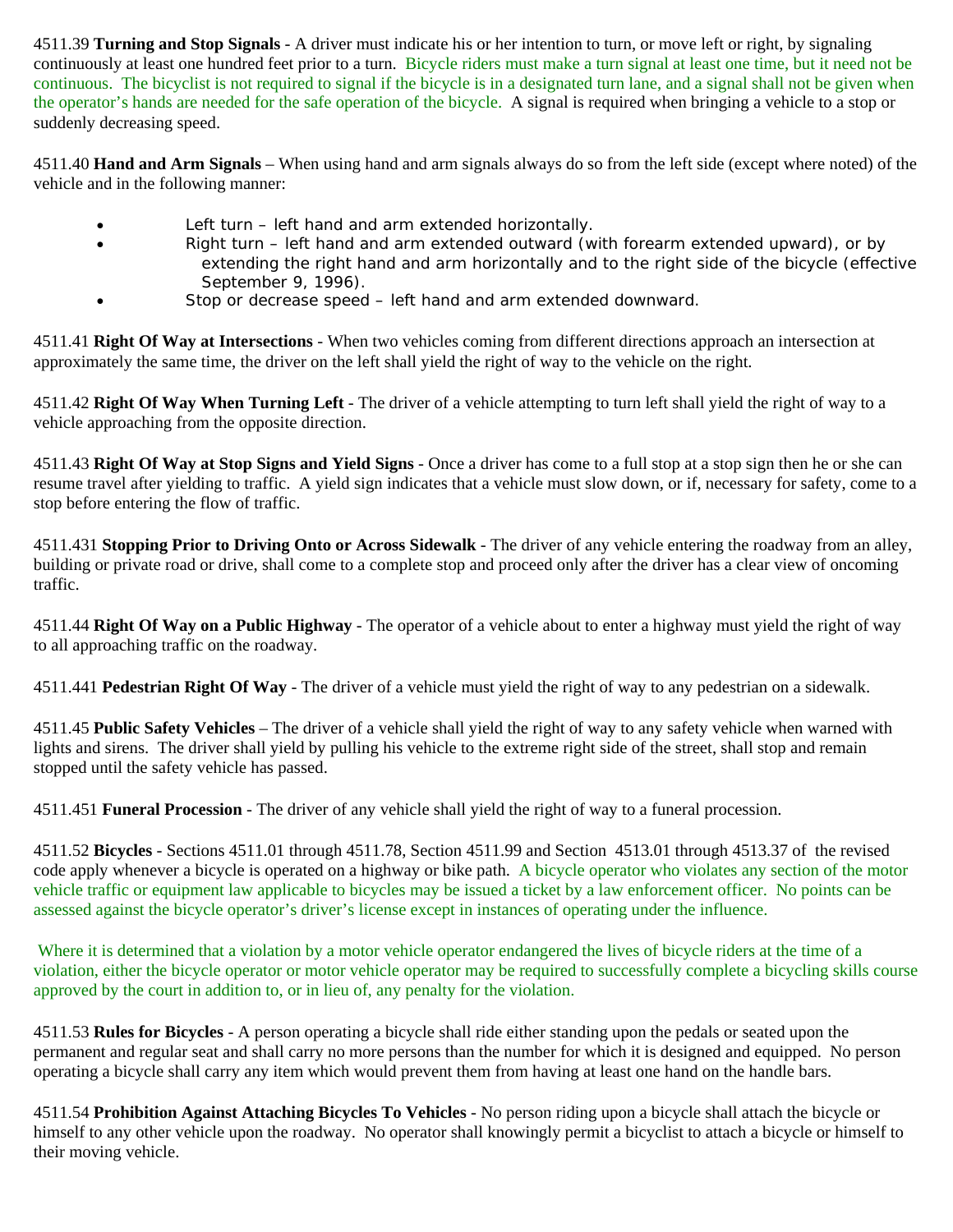4511.39 **Turning and Stop Signals** - A driver must indicate his or her intention to turn, or move left or right, by signaling continuously at least one hundred feet prior to a turn. Bicycle riders must make a turn signal at least one time, but it need not be continuous. The bicyclist is not required to signal if the bicycle is in a designated turn lane, and a signal shall not be given when the operator's hands are needed for the safe operation of the bicycle. A signal is required when bringing a vehicle to a stop or suddenly decreasing speed.

4511.40 **Hand and Arm Signals** – When using hand and arm signals always do so from the left side (except where noted) of the vehicle and in the following manner:

- Left turn – left hand and arm extended horizontally.
- Right turn – left hand and arm extended outward (with forearm extended upward), or by extending the right hand and arm horizontally and to the right side of the bicycle (effective September 9, 1996).
- Stop or decrease speed – left hand and arm extended downward.

4511.41 **Right Of Way at Intersections** - When two vehicles coming from different directions approach an intersection at approximately the same time, the driver on the left shall yield the right of way to the vehicle on the right.

4511.42 **Right Of Way When Turning Left** - The driver of a vehicle attempting to turn left shall yield the right of way to a vehicle approaching from the opposite direction.

4511.43 **Right Of Way at Stop Signs and Yield Signs** - Once a driver has come to a full stop at a stop sign then he or she can resume travel after yielding to traffic. A yield sign indicates that a vehicle must slow down, or if, necessary for safety, come to a stop before entering the flow of traffic.

4511.431 **Stopping Prior to Driving Onto or Across Sidewalk** - The driver of any vehicle entering the roadway from an alley, building or private road or drive, shall come to a complete stop and proceed only after the driver has a clear view of oncoming traffic.

4511.44 **Right Of Way on a Public Highway** - The operator of a vehicle about to enter a highway must yield the right of way to all approaching traffic on the roadway.

4511.441 **Pedestrian Right Of Way** - The driver of a vehicle must yield the right of way to any pedestrian on a sidewalk.

4511.45 **Public Safety Vehicles** – The driver of a vehicle shall yield the right of way to any safety vehicle when warned with lights and sirens. The driver shall yield by pulling his vehicle to the extreme right side of the street, shall stop and remain stopped until the safety vehicle has passed.

4511.451 **Funeral Procession** - The driver of any vehicle shall yield the right of way to a funeral procession.

4511.52 **Bicycles** - Sections 4511.01 through 4511.78, Section 4511.99 and Section 4513.01 through 4513.37 of the revised code apply whenever a bicycle is operated on a highway or bike path. A bicycle operator who violates any section of the motor vehicle traffic or equipment law applicable to bicycles may be issued a ticket by a law enforcement officer. No points can be assessed against the bicycle operator's driver's license except in instances of operating under the influence.

Where it is determined that a violation by a motor vehicle operator endangered the lives of bicycle riders at the time of a violation, either the bicycle operator or motor vehicle operator may be required to successfully complete a bicycling skills course approved by the court in addition to, or in lieu of, any penalty for the violation.

4511.53 **Rules for Bicycles** - A person operating a bicycle shall ride either standing upon the pedals or seated upon the permanent and regular seat and shall carry no more persons than the number for which it is designed and equipped. No person operating a bicycle shall carry any item which would prevent them from having at least one hand on the handle bars.

4511.54 **Prohibition Against Attaching Bicycles To Vehicles** - No person riding upon a bicycle shall attach the bicycle or himself to any other vehicle upon the roadway. No operator shall knowingly permit a bicyclist to attach a bicycle or himself to their moving vehicle.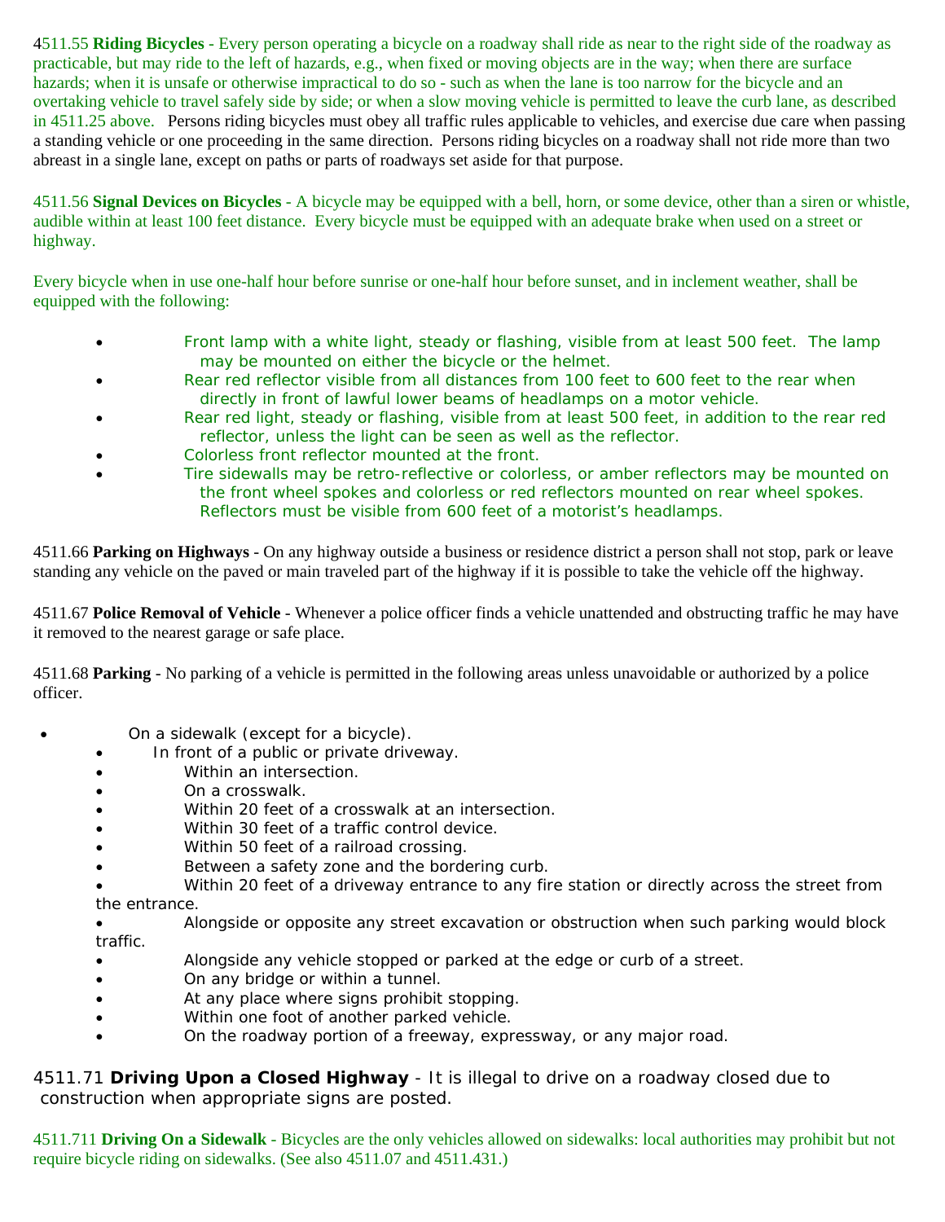4511.55 **Riding Bicycles** - Every person operating a bicycle on a roadway shall ride as near to the right side of the roadway as practicable, but may ride to the left of hazards, e.g., when fixed or moving objects are in the way; when there are surface hazards; when it is unsafe or otherwise impractical to do so - such as when the lane is too narrow for the bicycle and an overtaking vehicle to travel safely side by side; or when a slow moving vehicle is permitted to leave the curb lane, as described in 4511.25 above. Persons riding bicycles must obey all traffic rules applicable to vehicles, and exercise due care when passing a standing vehicle or one proceeding in the same direction. Persons riding bicycles on a roadway shall not ride more than two abreast in a single lane, except on paths or parts of roadways set aside for that purpose.

4511.56 **Signal Devices on Bicycles** - A bicycle may be equipped with a bell, horn, or some device, other than a siren or whistle, audible within at least 100 feet distance. Every bicycle must be equipped with an adequate brake when used on a street or highway.

Every bicycle when in use one-half hour before sunrise or one-half hour before sunset, and in inclement weather, shall be equipped with the following:

- Front lamp with a white light, steady or flashing, visible from at least 500 feet. The lamp may be mounted on either the bicycle or the helmet.
- Rear red reflector visible from all distances from 100 feet to 600 feet to the rear when directly in front of lawful lower beams of headlamps on a motor vehicle.
- Rear red light, steady or flashing, visible from at least 500 feet, in addition to the rear red reflector, unless the light can be seen as well as the reflector.
- Colorless front reflector mounted at the front.
- Tire sidewalls may be retro-reflective or colorless, or amber reflectors may be mounted on the front wheel spokes and colorless or red reflectors mounted on rear wheel spokes. Reflectors must be visible from 600 feet of a motorist's headlamps.

4511.66 **Parking on Highways** - On any highway outside a business or residence district a person shall not stop, park or leave standing any vehicle on the paved or main traveled part of the highway if it is possible to take the vehicle off the highway.

4511.67 **Police Removal of Vehicle** - Whenever a police officer finds a vehicle unattended and obstructing traffic he may have it removed to the nearest garage or safe place.

4511.68 **Parking** - No parking of a vehicle is permitted in the following areas unless unavoidable or authorized by a police officer.

- On a sidewalk (except for a bicycle).
- In front of a public or private driveway.
- Within an intersection.
- On a crosswalk.
- Within 20 feet of a crosswalk at an intersection.
- Within 30 feet of a traffic control device.
- Within 50 feet of a railroad crossing.
- Between a safety zone and the bordering curb.
- Within 20 feet of a driveway entrance to any fire station or directly across the street from the entrance.
- Alongside or opposite any street excavation or obstruction when such parking would block traffic.
- Alongside any vehicle stopped or parked at the edge or curb of a street.
- On any bridge or within a tunnel.
- At any place where signs prohibit stopping.
- Within one foot of another parked vehicle.
- On the roadway portion of a freeway, expressway, or any major road.

4511.71 **Driving Upon a Closed Highway** - It is illegal to drive on a roadway closed due to construction when appropriate signs are posted.

4511.711 **Driving On a Sidewalk** - Bicycles are the only vehicles allowed on sidewalks: local authorities may prohibit but not require bicycle riding on sidewalks. (See also 4511.07 and 4511.431.)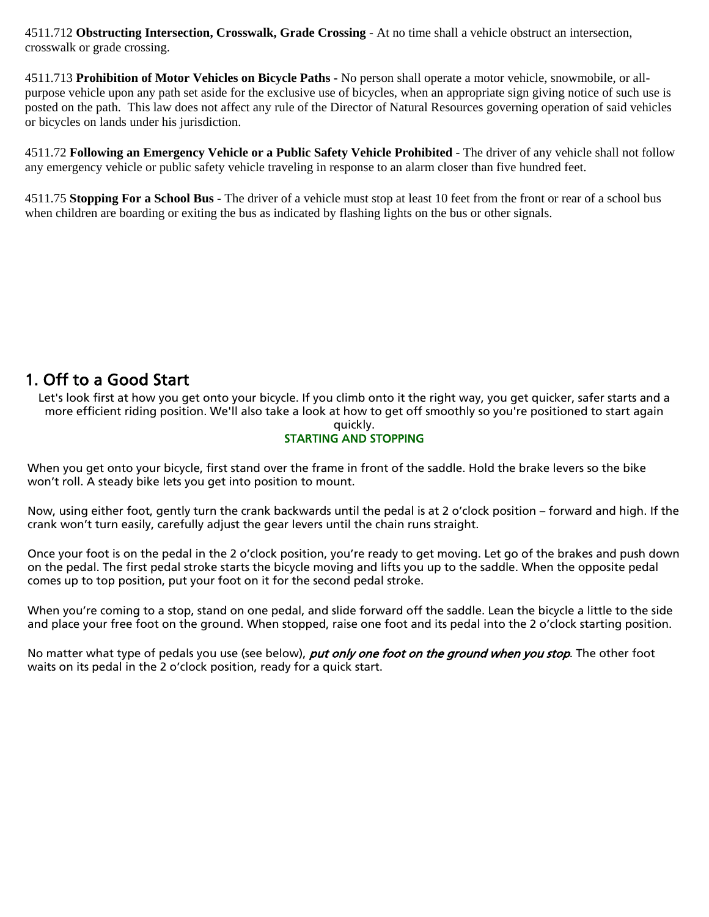4511.712 **Obstructing Intersection, Crosswalk, Grade Crossing** - At no time shall a vehicle obstruct an intersection, crosswalk or grade crossing.

4511.713 **Prohibition of Motor Vehicles on Bicycle Paths** - No person shall operate a motor vehicle, snowmobile, or all-purpose vehicle upon any path set aside for the exclusive use of bicycles, when an appropriate sign giving notice of such use is posted on the path. This law does not affect any rule of the Director of Natural Resources governing operation of said vehicles or bicycles on lands under his jurisdiction.

4511.72 **Following an Emergency Vehicle or a Public Safety Vehicle Prohibited** - The driver of any vehicle shall not follow any emergency vehicle or public safety vehicle traveling in response to an alarm closer than five hundred feet.

4511.75 **Stopping For a School Bus** - The driver of a vehicle must stop at least 10 feet from the front or rear of a school bus when children are boarding or exiting the bus as indicated by flashing lights on the bus or other signals.

## 1. Off to a Good Start

Let's look first at how you get onto your bicycle. If you climb onto it the right way, you get quicker, safer starts and a more efficient riding position. We'll also take a look at how to get off smoothly so you're positioned to start again quickly.

### STARTING AND STOPPING

When you get onto your bicycle, first stand over the frame in front of the saddle. Hold the brake levers so the bike won't roll. A steady bike lets you get into position to mount.

Now, using either foot, gently turn the crank backwards until the pedal is at 2 o'clock position – forward and high. If the crank won't turn easily, carefully adjust the gear levers until the chain runs straight.

Once your foot is on the pedal in the 2 o'clock position, you're ready to get moving. Let go of the brakes and push down on the pedal. The first pedal stroke starts the bicycle moving and lifts you up to the saddle. When the opposite pedal comes up to top position, put your foot on it for the second pedal stroke.

When you're coming to a stop, stand on one pedal, and slide forward off the saddle. Lean the bicycle a little to the side and place your free foot on the ground. When stopped, raise one foot and its pedal into the 2 o'clock starting position.

No matter what type of pedals you use (see below), ***put only one foot on the ground when you stop***. The other foot waits on its pedal in the 2 o'clock position, ready for a quick start.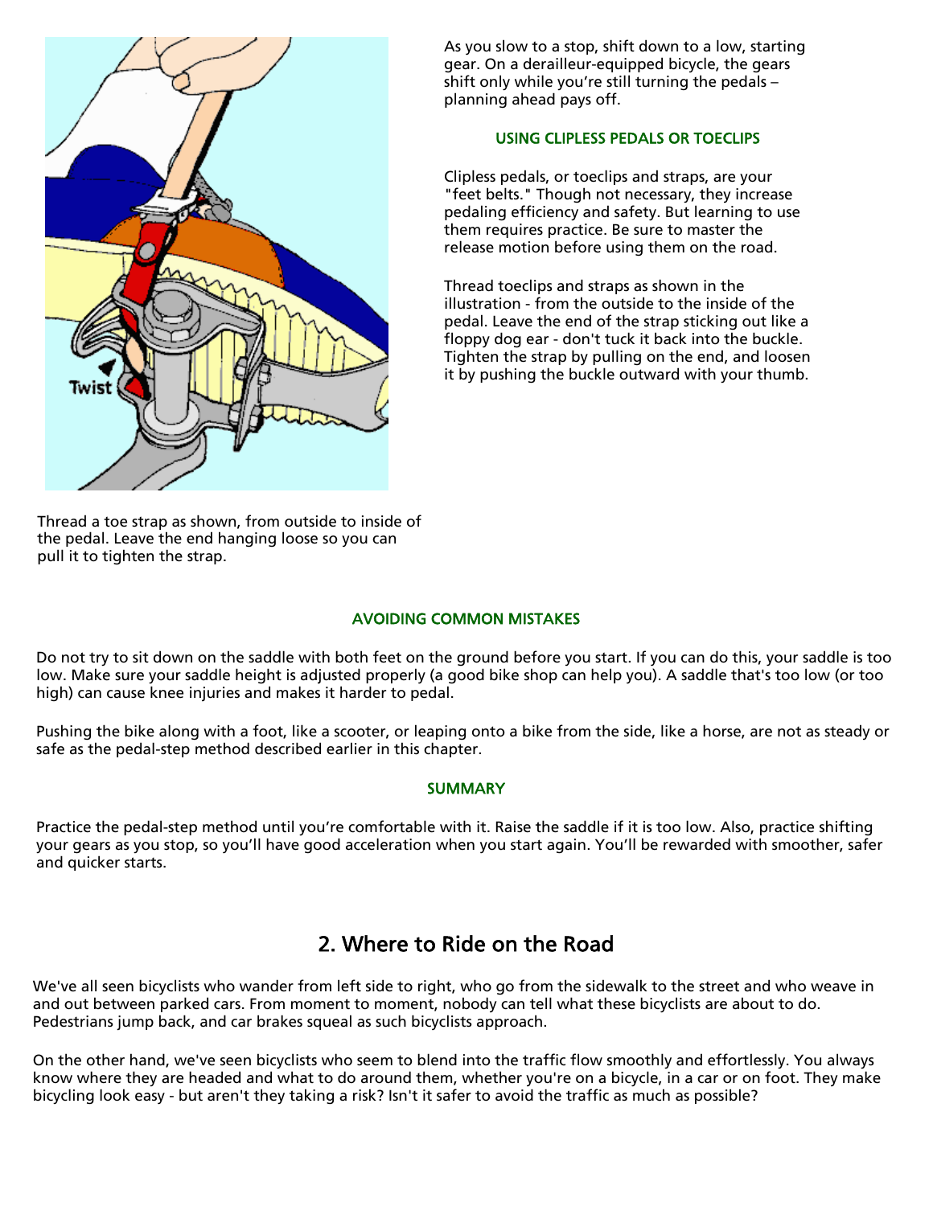As you slow to a stop, shift down to a low, starting gear. On a derailleur-equipped bicycle, the gears shift only while you're still turning the pedals – planning ahead pays off.

### USING CLIPLESS PEDALS OR TOECLIPS

Clipless pedals, or toeclips and straps, are your "feet belts." Though not necessary, they increase pedaling efficiency and safety. But learning to use them requires practice. Be sure to master the release motion before using them on the road.

Thread toeclips and straps as shown in the illustration - from the outside to the inside of the pedal. Leave the end of the strap sticking out like a floppy dog ear - don't tuck it back into the buckle. Tighten the strap by pulling on the end, and loosen it by pushing the buckle outward with your thumb.

Thread a toe strap as shown, from outside to inside of the pedal. Leave the end hanging loose so you can pull it to tighten the strap.

### AVOIDING COMMON MISTAKES

Do not try to sit down on the saddle with both feet on the ground before you start. If you can do this, your saddle is too low. Make sure your saddle height is adjusted properly (a good bike shop can help you). A saddle that's too low (or too high) can cause knee injuries and makes it harder to pedal.

Pushing the bike along with a foot, like a scooter, or leaping onto a bike from the side, like a horse, are not as steady or safe as the pedal-step method described earlier in this chapter.

### SUMMARY

Practice the pedal-step method until you're comfortable with it. Raise the saddle if it is too low. Also, practice shifting your gears as you stop, so you'll have good acceleration when you start again. You'll be rewarded with smoother, safer and quicker starts.

## 2. Where to Ride on the Road

We've all seen bicyclists who wander from left side to right, who go from the sidewalk to the street and who weave in and out between parked cars. From moment to moment, nobody can tell what these bicyclists are about to do. Pedestrians jump back, and car brakes squeal as such bicyclists approach.

On the other hand, we've seen bicyclists who seem to blend into the traffic flow smoothly and effortlessly. You always know where they are headed and what to do around them, whether you're on a bicycle, in a car or on foot. They make bicycling look easy - but aren't they taking a risk? Isn't it safer to avoid the traffic as much as possible?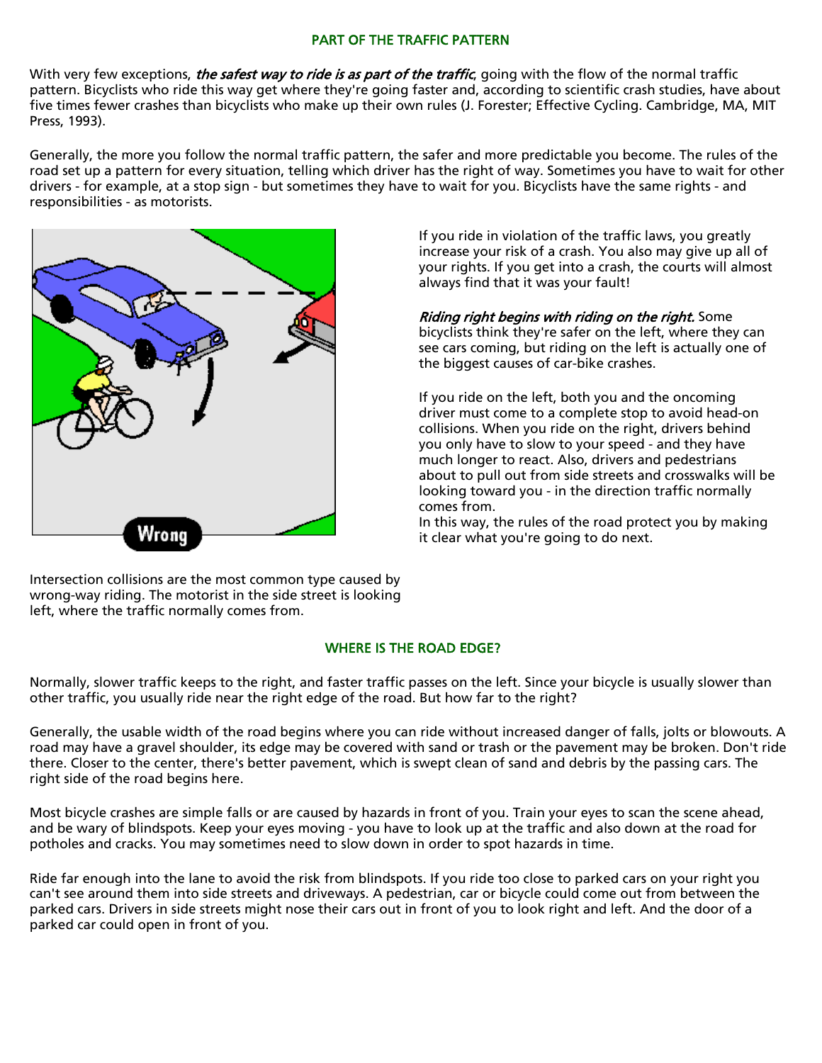## PART OF THE TRAFFIC PATTERN

With very few exceptions, ***the safest way to ride is as part of the traffic***, going with the flow of the normal traffic pattern. Bicyclists who ride this way get where they're going faster and, according to scientific crash studies, have about five times fewer crashes than bicyclists who make up their own rules (J. Forester; Effective Cycling. Cambridge, MA, MIT Press, 1993).

Generally, the more you follow the normal traffic pattern, the safer and more predictable you become. The rules of the road set up a pattern for every situation, telling which driver has the right of way. Sometimes you have to wait for other drivers - for example, at a stop sign - but sometimes they have to wait for you. Bicyclists have the same rights - and responsibilities - as motorists.

If you ride in violation of the traffic laws, you greatly increase your risk of a crash. You also may give up all of your rights. If you get into a crash, the courts will almost always find that it was your fault!

***Riding right begins with riding on the right.*** Some bicyclists think they're safer on the left, where they can see cars coming, but riding on the left is actually one of the biggest causes of car-bike crashes.

If you ride on the left, both you and the oncoming driver must come to a complete stop to avoid head-on collisions. When you ride on the right, drivers behind you only have to slow to your speed - and they have much longer to react. Also, drivers and pedestrians about to pull out from side streets and crosswalks will be looking toward you - in the direction traffic normally comes from.
In this way, the rules of the road protect you by making it clear what you're going to do next.

Wrong

Intersection collisions are the most common type caused by wrong-way riding. The motorist in the side street is looking left, where the traffic normally comes from.

## WHERE IS THE ROAD EDGE?

Normally, slower traffic keeps to the right, and faster traffic passes on the left. Since your bicycle is usually slower than other traffic, you usually ride near the right edge of the road. But how far to the right?

Generally, the usable width of the road begins where you can ride without increased danger of falls, jolts or blowouts. A road may have a gravel shoulder, its edge may be covered with sand or trash or the pavement may be broken. Don't ride there. Closer to the center, there's better pavement, which is swept clean of sand and debris by the passing cars. The right side of the road begins here.

Most bicycle crashes are simple falls or are caused by hazards in front of you. Train your eyes to scan the scene ahead, and be wary of blindspots. Keep your eyes moving - you have to look up at the traffic and also down at the road for potholes and cracks. You may sometimes need to slow down in order to spot hazards in time.

Ride far enough into the lane to avoid the risk from blindspots. If you ride too close to parked cars on your right you can't see around them into side streets and driveways. A pedestrian, car or bicycle could come out from between the parked cars. Drivers in side streets might nose their cars out in front of you to look right and left. And the door of a parked car could open in front of you.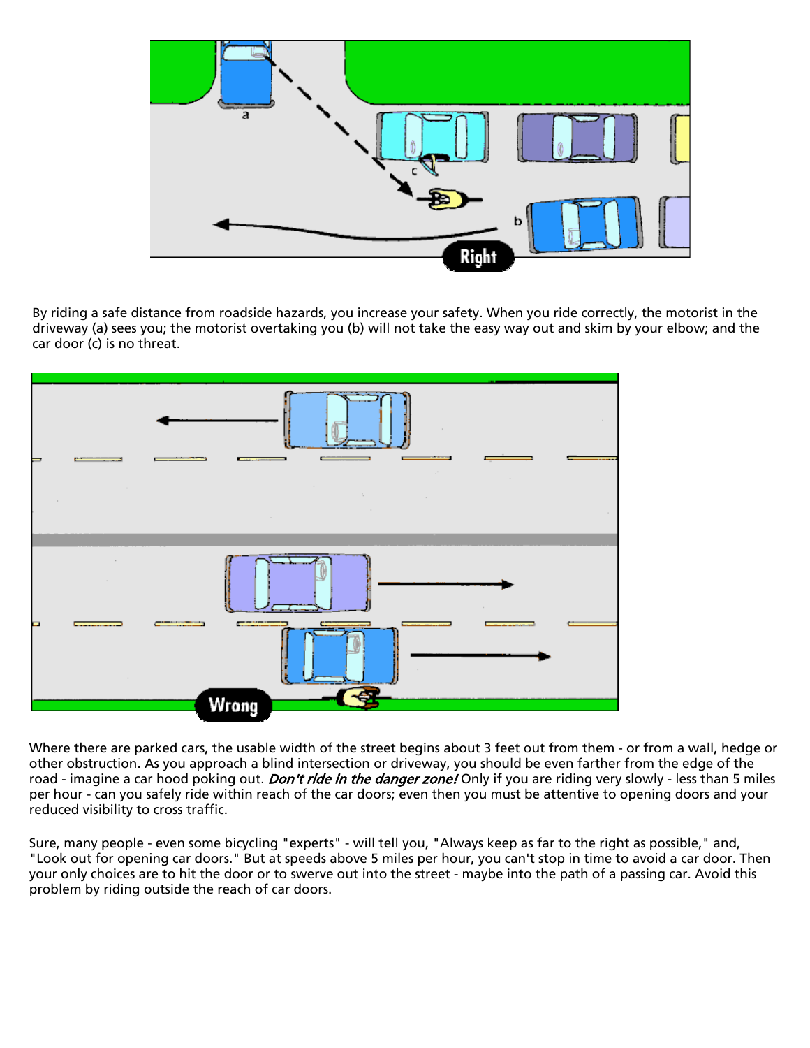By riding a safe distance from roadside hazards, you increase your safety. When you ride correctly, the motorist in the driveway (a) sees you; the motorist overtaking you (b) will not take the easy way out and skim by your elbow; and the car door (c) is no threat.

Where there are parked cars, the usable width of the street begins about 3 feet out from them - or from a wall, hedge or other obstruction. As you approach a blind intersection or driveway, you should be even farther from the edge of the road - imagine a car hood poking out. ***Don't ride in the danger zone!*** Only if you are riding very slowly - less than 5 miles per hour - can you safely ride within reach of the car doors; even then you must be attentive to opening doors and your reduced visibility to cross traffic.

Sure, many people - even some bicycling "experts" - will tell you, "Always keep as far to the right as possible," and, "Look out for opening car doors." But at speeds above 5 miles per hour, you can't stop in time to avoid a car door. Then your only choices are to hit the door or to swerve out into the street - maybe into the path of a passing car. Avoid this problem by riding outside the reach of car doors.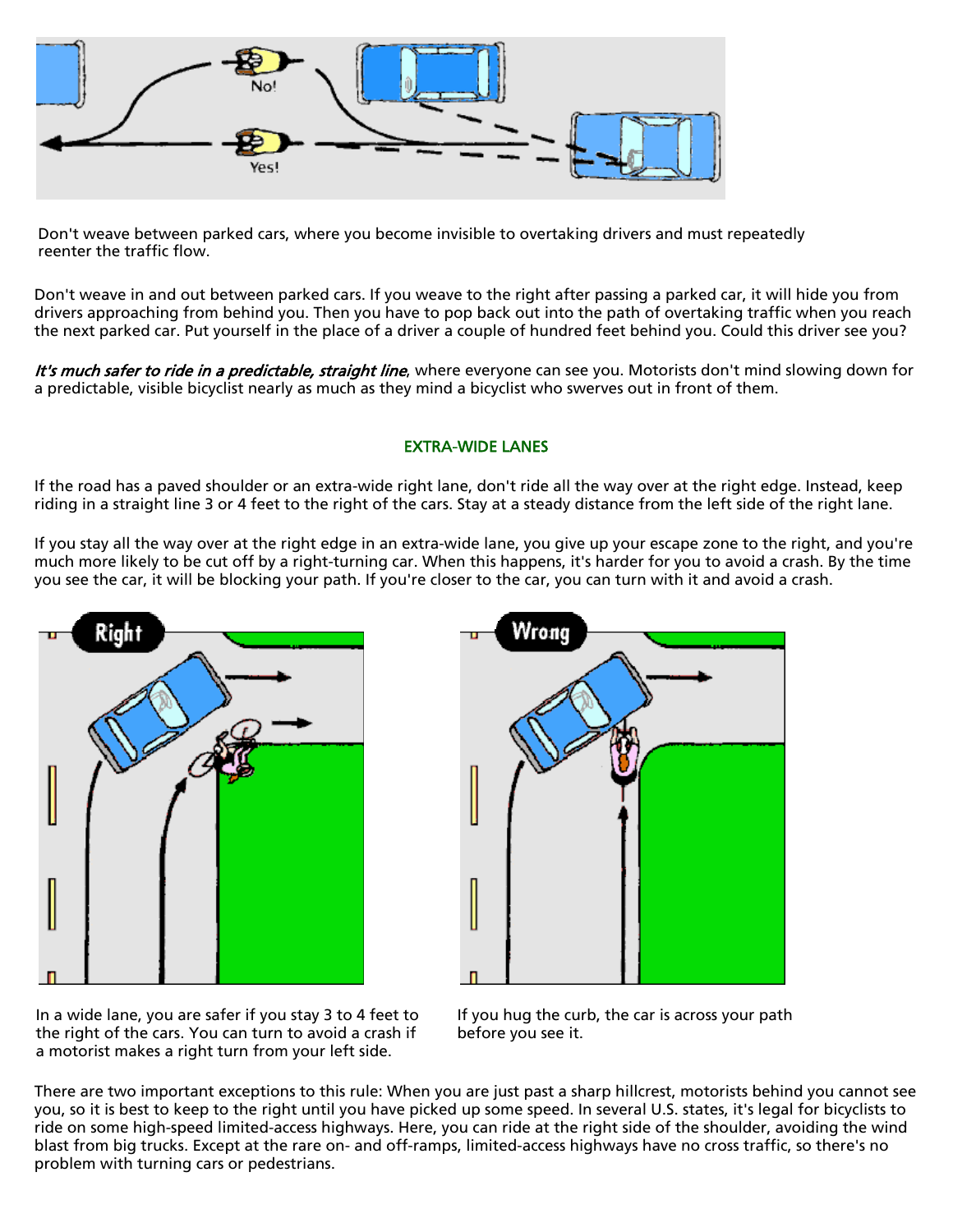Don't weave between parked cars, where you become invisible to overtaking drivers and must repeatedly reenter the traffic flow.

Don't weave in and out between parked cars. If you weave to the right after passing a parked car, it will hide you from drivers approaching from behind you. Then you have to pop back out into the path of overtaking traffic when you reach the next parked car. Put yourself in the place of a driver a couple of hundred feet behind you. Could this driver see you?

*It's much safer to ride in a predictable, straight line*, where everyone can see you. Motorists don't mind slowing down for a predictable, visible bicyclist nearly as much as they mind a bicyclist who swerves out in front of them.

## EXTRA-WIDE LANES

If the road has a paved shoulder or an extra-wide right lane, don't ride all the way over at the right edge. Instead, keep riding in a straight line 3 or 4 feet to the right of the cars. Stay at a steady distance from the left side of the right lane.

If you stay all the way over at the right edge in an extra-wide lane, you give up your escape zone to the right, and you're much more likely to be cut off by a right-turning car. When this happens, it's harder for you to avoid a crash. By the time you see the car, it will be blocking your path. If you're closer to the car, you can turn with it and avoid a crash.

In a wide lane, you are safer if you stay 3 to 4 feet to the right of the cars. You can turn to avoid a crash if a motorist makes a right turn from your left side.

If you hug the curb, the car is across your path before you see it.

There are two important exceptions to this rule: When you are just past a sharp hillcrest, motorists behind you cannot see you, so it is best to keep to the right until you have picked up some speed. In several U.S. states, it's legal for bicyclists to ride on some high-speed limited-access highways. Here, you can ride at the right side of the shoulder, avoiding the wind blast from big trucks. Except at the rare on- and off-ramps, limited-access highways have no cross traffic, so there's no problem with turning cars or pedestrians.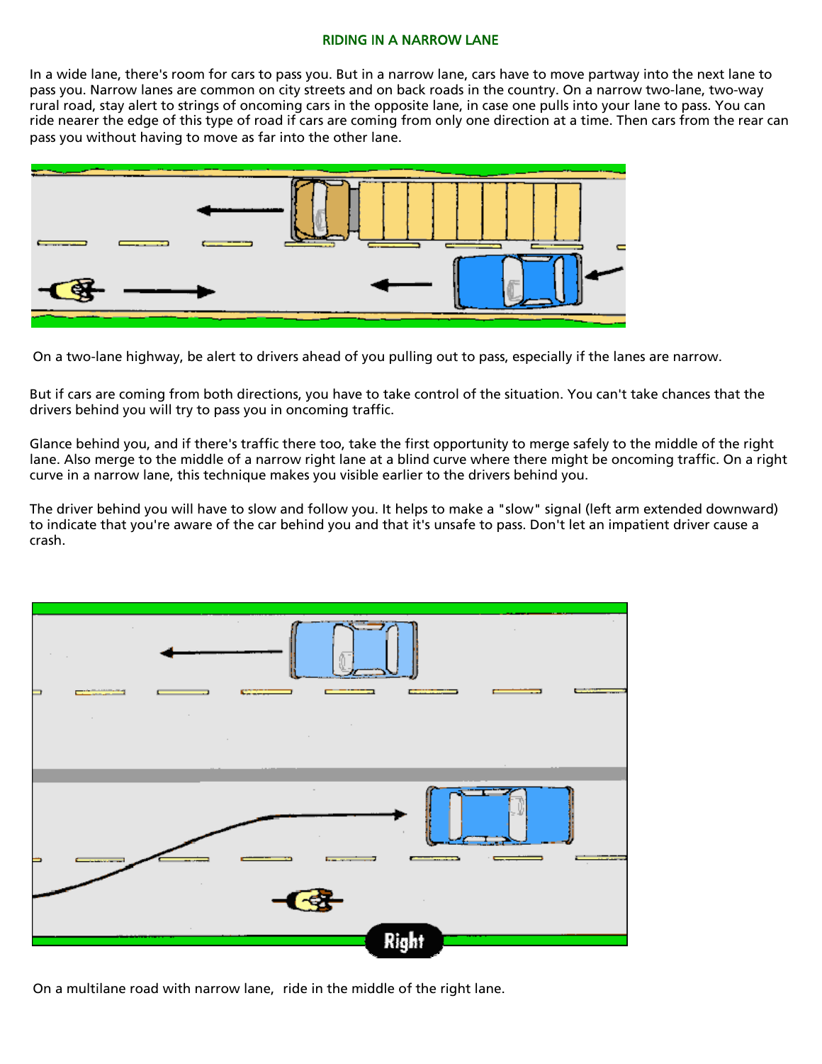## RIDING IN A NARROW LANE

In a wide lane, there's room for cars to pass you. But in a narrow lane, cars have to move partway into the next lane to pass you. Narrow lanes are common on city streets and on back roads in the country. On a narrow two-lane, two-way rural road, stay alert to strings of oncoming cars in the opposite lane, in case one pulls into your lane to pass. You can ride nearer the edge of this type of road if cars are coming from only one direction at a time. Then cars from the rear can pass you without having to move as far into the other lane.

On a two-lane highway, be alert to drivers ahead of you pulling out to pass, especially if the lanes are narrow.

But if cars are coming from both directions, you have to take control of the situation. You can't take chances that the drivers behind you will try to pass you in oncoming traffic.

Glance behind you, and if there's traffic there too, take the first opportunity to merge safely to the middle of the right lane. Also merge to the middle of a narrow right lane at a blind curve where there might be oncoming traffic. On a right curve in a narrow lane, this technique makes you visible earlier to the drivers behind you.

The driver behind you will have to slow and follow you. It helps to make a "slow" signal (left arm extended downward) to indicate that you're aware of the car behind you and that it's unsafe to pass. Don't let an impatient driver cause a crash.

On a multilane road with narrow lane, ride in the middle of the right lane.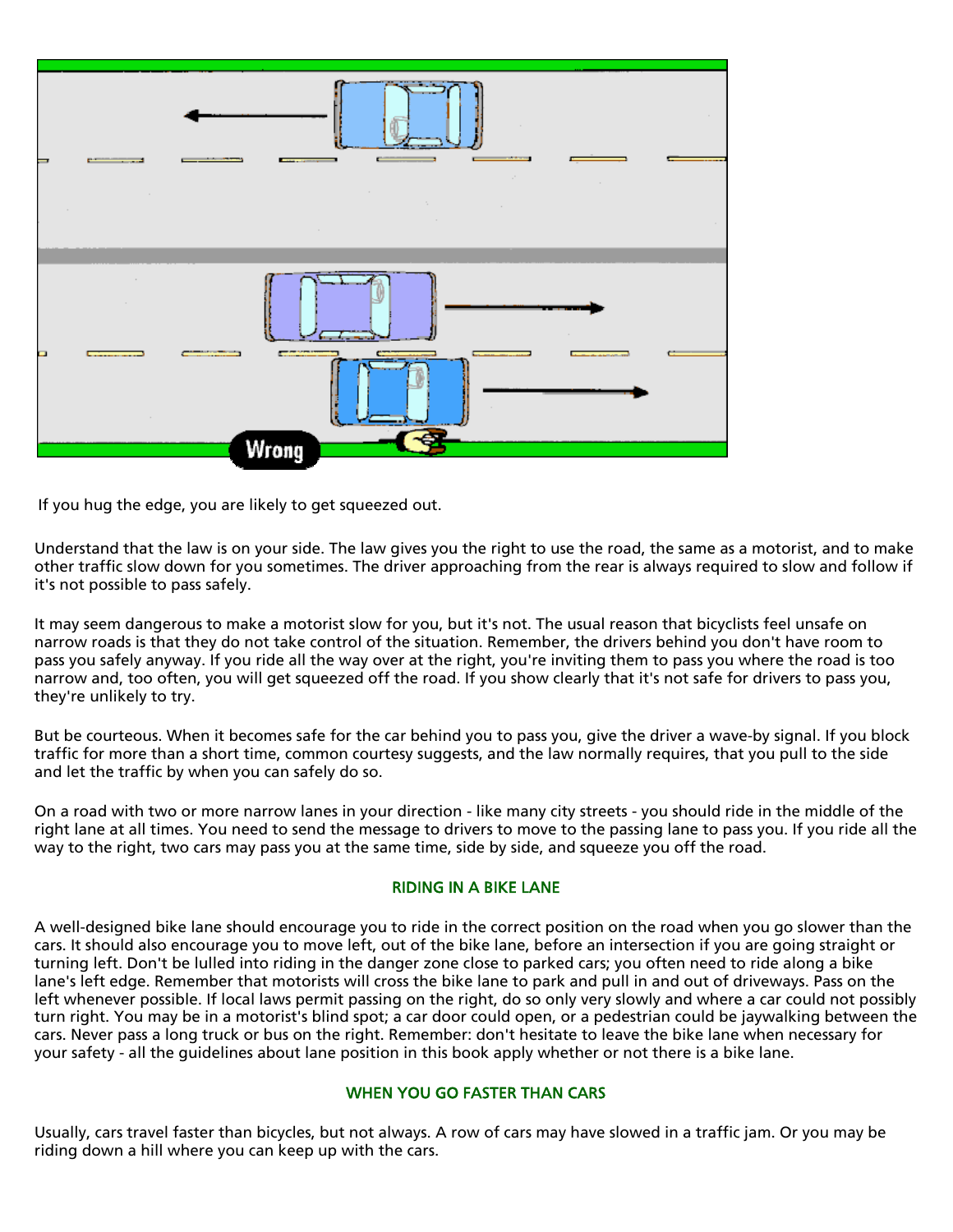Wrong

If you hug the edge, you are likely to get squeezed out.

Understand that the law is on your side. The law gives you the right to use the road, the same as a motorist, and to make other traffic slow down for you sometimes. The driver approaching from the rear is always required to slow and follow if it's not possible to pass safely.

It may seem dangerous to make a motorist slow for you, but it's not. The usual reason that bicyclists feel unsafe on narrow roads is that they do not take control of the situation. Remember, the drivers behind you don't have room to pass you safely anyway. If you ride all the way over at the right, you're inviting them to pass you where the road is too narrow and, too often, you will get squeezed off the road. If you show clearly that it's not safe for drivers to pass you, they're unlikely to try.

But be courteous. When it becomes safe for the car behind you to pass you, give the driver a wave-by signal. If you block traffic for more than a short time, common courtesy suggests, and the law normally requires, that you pull to the side and let the traffic by when you can safely do so.

On a road with two or more narrow lanes in your direction - like many city streets - you should ride in the middle of the right lane at all times. You need to send the message to drivers to move to the passing lane to pass you. If you ride all the way to the right, two cars may pass you at the same time, side by side, and squeeze you off the road.

## RIDING IN A BIKE LANE

A well-designed bike lane should encourage you to ride in the correct position on the road when you go slower than the cars. It should also encourage you to move left, out of the bike lane, before an intersection if you are going straight or turning left. Don't be lulled into riding in the danger zone close to parked cars; you often need to ride along a bike lane's left edge. Remember that motorists will cross the bike lane to park and pull in and out of driveways. Pass on the left whenever possible. If local laws permit passing on the right, do so only very slowly and where a car could not possibly turn right. You may be in a motorist's blind spot; a car door could open, or a pedestrian could be jaywalking between the cars. Never pass a long truck or bus on the right. Remember: don't hesitate to leave the bike lane when necessary for your safety - all the guidelines about lane position in this book apply whether or not there is a bike lane.

## WHEN YOU GO FASTER THAN CARS

Usually, cars travel faster than bicycles, but not always. A row of cars may have slowed in a traffic jam. Or you may be riding down a hill where you can keep up with the cars.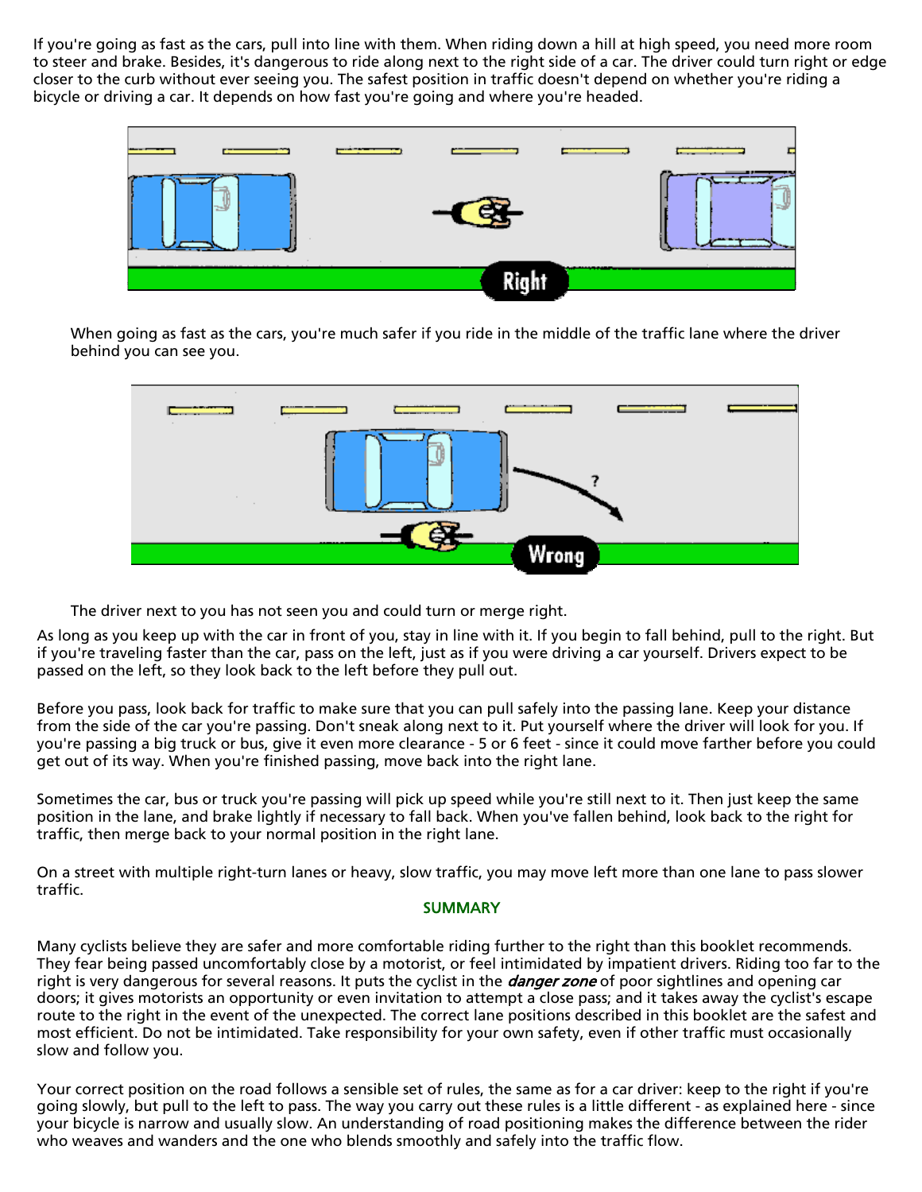If you're going as fast as the cars, pull into line with them. When riding down a hill at high speed, you need more room to steer and brake. Besides, it's dangerous to ride along next to the right side of a car. The driver could turn right or edge closer to the curb without ever seeing you. The safest position in traffic doesn't depend on whether you're riding a bicycle or driving a car. It depends on how fast you're going and where you're headed.

Right

When going as fast as the cars, you're much safer if you ride in the middle of the traffic lane where the driver behind you can see you.

Wrong

The driver next to you has not seen you and could turn or merge right.

As long as you keep up with the car in front of you, stay in line with it. If you begin to fall behind, pull to the right. But if you're traveling faster than the car, pass on the left, just as if you were driving a car yourself. Drivers expect to be passed on the left, so they look back to the left before they pull out.

Before you pass, look back for traffic to make sure that you can pull safely into the passing lane. Keep your distance from the side of the car you're passing. Don't sneak along next to it. Put yourself where the driver will look for you. If you're passing a big truck or bus, give it even more clearance - 5 or 6 feet - since it could move farther before you could get out of its way. When you're finished passing, move back into the right lane.

Sometimes the car, bus or truck you're passing will pick up speed while you're still next to it. Then just keep the same position in the lane, and brake lightly if necessary to fall back. When you've fallen behind, look back to the right for traffic, then merge back to your normal position in the right lane.

On a street with multiple right-turn lanes or heavy, slow traffic, you may move left more than one lane to pass slower traffic.

## SUMMARY

Many cyclists believe they are safer and more comfortable riding further to the right than this booklet recommends. They fear being passed uncomfortably close by a motorist, or feel intimidated by impatient drivers. Riding too far to the right is very dangerous for several reasons. It puts the cyclist in the *danger zone* of poor sightlines and opening car doors; it gives motorists an opportunity or even invitation to attempt a close pass; and it takes away the cyclist's escape route to the right in the event of the unexpected. The correct lane positions described in this booklet are the safest and most efficient. Do not be intimidated. Take responsibility for your own safety, even if other traffic must occasionally slow and follow you.

Your correct position on the road follows a sensible set of rules, the same as for a car driver: keep to the right if you're going slowly, but pull to the left to pass. The way you carry out these rules is a little different - as explained here - since your bicycle is narrow and usually slow. An understanding of road positioning makes the difference between the rider who weaves and wanders and the one who blends smoothly and safely into the traffic flow.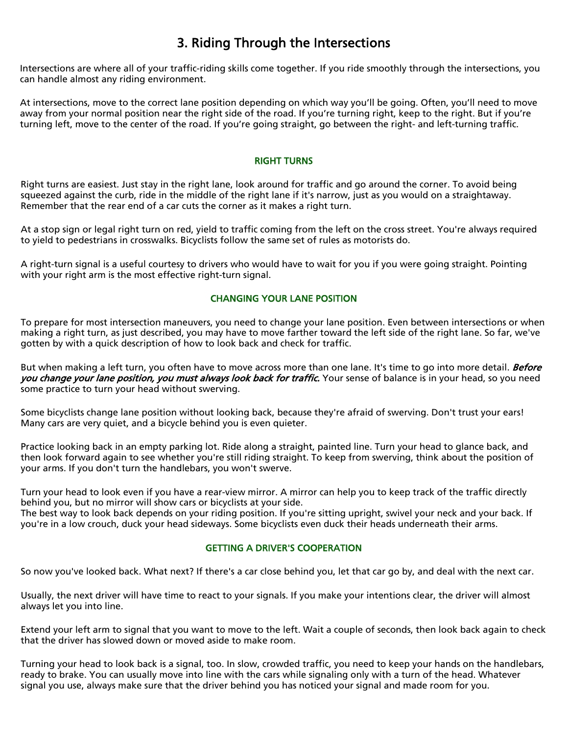# 3. Riding Through the Intersections

Intersections are where all of your traffic-riding skills come together. If you ride smoothly through the intersections, you can handle almost any riding environment.

At intersections, move to the correct lane position depending on which way you'll be going. Often, you'll need to move away from your normal position near the right side of the road. If you're turning right, keep to the right. But if you're turning left, move to the center of the road. If you're going straight, go between the right- and left-turning traffic.

## RIGHT TURNS

Right turns are easiest. Just stay in the right lane, look around for traffic and go around the corner. To avoid being squeezed against the curb, ride in the middle of the right lane if it's narrow, just as you would on a straightaway. Remember that the rear end of a car cuts the corner as it makes a right turn.

At a stop sign or legal right turn on red, yield to traffic coming from the left on the cross street. You're always required to yield to pedestrians in crosswalks. Bicyclists follow the same set of rules as motorists do.

A right-turn signal is a useful courtesy to drivers who would have to wait for you if you were going straight. Pointing with your right arm is the most effective right-turn signal.

## CHANGING YOUR LANE POSITION

To prepare for most intersection maneuvers, you need to change your lane position. Even between intersections or when making a right turn, as just described, you may have to move farther toward the left side of the right lane. So far, we've gotten by with a quick description of how to look back and check for traffic.

But when making a left turn, you often have to move across more than one lane. It's time to go into more detail. ***Before you change your lane position, you must always look back for traffic.*** Your sense of balance is in your head, so you need some practice to turn your head without swerving.

Some bicyclists change lane position without looking back, because they're afraid of swerving. Don't trust your ears! Many cars are very quiet, and a bicycle behind you is even quieter.

Practice looking back in an empty parking lot. Ride along a straight, painted line. Turn your head to glance back, and then look forward again to see whether you're still riding straight. To keep from swerving, think about the position of your arms. If you don't turn the handlebars, you won't swerve.

Turn your head to look even if you have a rear-view mirror. A mirror can help you to keep track of the traffic directly behind you, but no mirror will show cars or bicyclists at your side.
The best way to look back depends on your riding position. If you're sitting upright, swivel your neck and your back. If you're in a low crouch, duck your head sideways. Some bicyclists even duck their heads underneath their arms.

## GETTING A DRIVER'S COOPERATION

So now you've looked back. What next? If there's a car close behind you, let that car go by, and deal with the next car.

Usually, the next driver will have time to react to your signals. If you make your intentions clear, the driver will almost always let you into line.

Extend your left arm to signal that you want to move to the left. Wait a couple of seconds, then look back again to check that the driver has slowed down or moved aside to make room.

Turning your head to look back is a signal, too. In slow, crowded traffic, you need to keep your hands on the handlebars, ready to brake. You can usually move into line with the cars while signaling only with a turn of the head. Whatever signal you use, always make sure that the driver behind you has noticed your signal and made room for you.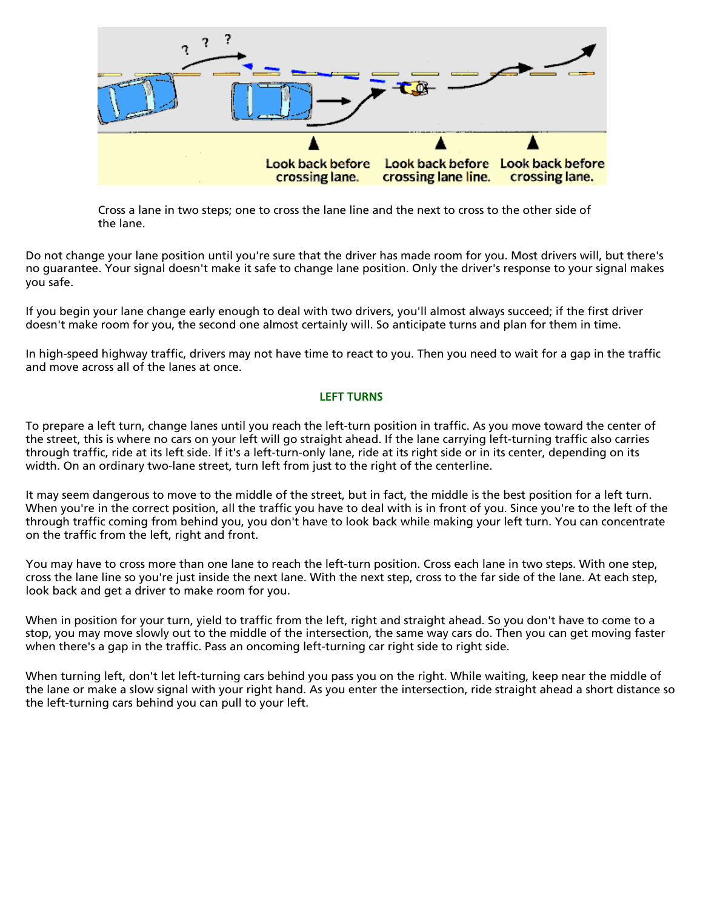Look back before crossing lane. Look back before crossing lane line. Look back before crossing lane.

Cross a lane in two steps; one to cross the lane line and the next to cross to the other side of the lane.

Do not change your lane position until you're sure that the driver has made room for you. Most drivers will, but there's no guarantee. Your signal doesn't make it safe to change lane position. Only the driver's response to your signal makes you safe.

If you begin your lane change early enough to deal with two drivers, you'll almost always succeed; if the first driver doesn't make room for you, the second one almost certainly will. So anticipate turns and plan for them in time.

In high-speed highway traffic, drivers may not have time to react to you. Then you need to wait for a gap in the traffic and move across all of the lanes at once.

## LEFT TURNS

To prepare a left turn, change lanes until you reach the left-turn position in traffic. As you move toward the center of the street, this is where no cars on your left will go straight ahead. If the lane carrying left-turning traffic also carries through traffic, ride at its left side. If it's a left-turn-only lane, ride at its right side or in its center, depending on its width. On an ordinary two-lane street, turn left from just to the right of the centerline.

It may seem dangerous to move to the middle of the street, but in fact, the middle is the best position for a left turn. When you're in the correct position, all the traffic you have to deal with is in front of you. Since you're to the left of the through traffic coming from behind you, you don't have to look back while making your left turn. You can concentrate on the traffic from the left, right and front.

You may have to cross more than one lane to reach the left-turn position. Cross each lane in two steps. With one step, cross the lane line so you're just inside the next lane. With the next step, cross to the far side of the lane. At each step, look back and get a driver to make room for you.

When in position for your turn, yield to traffic from the left, right and straight ahead. So you don't have to come to a stop, you may move slowly out to the middle of the intersection, the same way cars do. Then you can get moving faster when there's a gap in the traffic. Pass an oncoming left-turning car right side to right side.

When turning left, don't let left-turning cars behind you pass you on the right. While waiting, keep near the middle of the lane or make a slow signal with your right hand. As you enter the intersection, ride straight ahead a short distance so the left-turning cars behind you can pull to your left.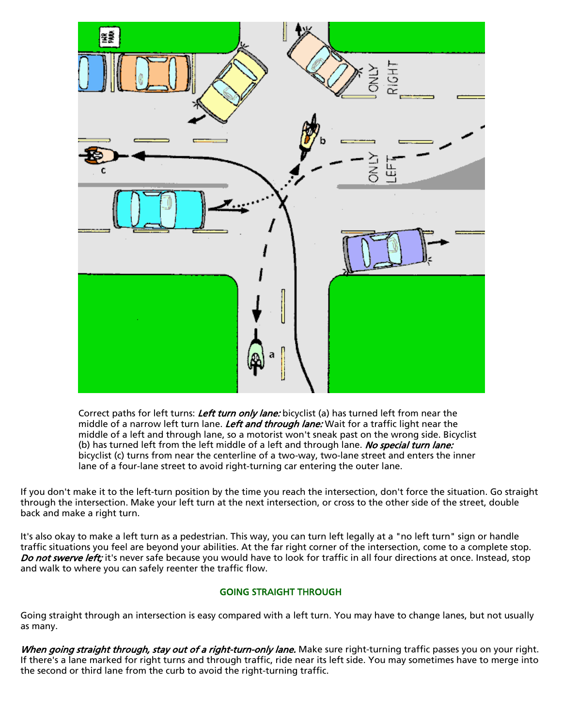Correct paths for left turns: *Left turn only lane:* bicyclist (a) has turned left from near the middle of a narrow left turn lane. *Left and through lane:* Wait for a traffic light near the middle of a left and through lane, so a motorist won't sneak past on the wrong side. Bicyclist (b) has turned left from the left middle of a left and through lane. *No special turn lane:* bicyclist (c) turns from near the centerline of a two-way, two-lane street and enters the inner lane of a four-lane street to avoid right-turning car entering the outer lane.

If you don't make it to the left-turn position by the time you reach the intersection, don't force the situation. Go straight through the intersection. Make your left turn at the next intersection, or cross to the other side of the street, double back and make a right turn.

It's also okay to make a left turn as a pedestrian. This way, you can turn left legally at a "no left turn" sign or handle traffic situations you feel are beyond your abilities. At the far right corner of the intersection, come to a complete stop. *Do not swerve left;* it's never safe because you would have to look for traffic in all four directions at once. Instead, stop and walk to where you can safely reenter the traffic flow.

## GOING STRAIGHT THROUGH

Going straight through an intersection is easy compared with a left turn. You may have to change lanes, but not usually as many.

*When going straight through, stay out of a right-turn-only lane.* Make sure right-turning traffic passes you on your right. If there's a lane marked for right turns and through traffic, ride near its left side. You may sometimes have to merge into the second or third lane from the curb to avoid the right-turning traffic.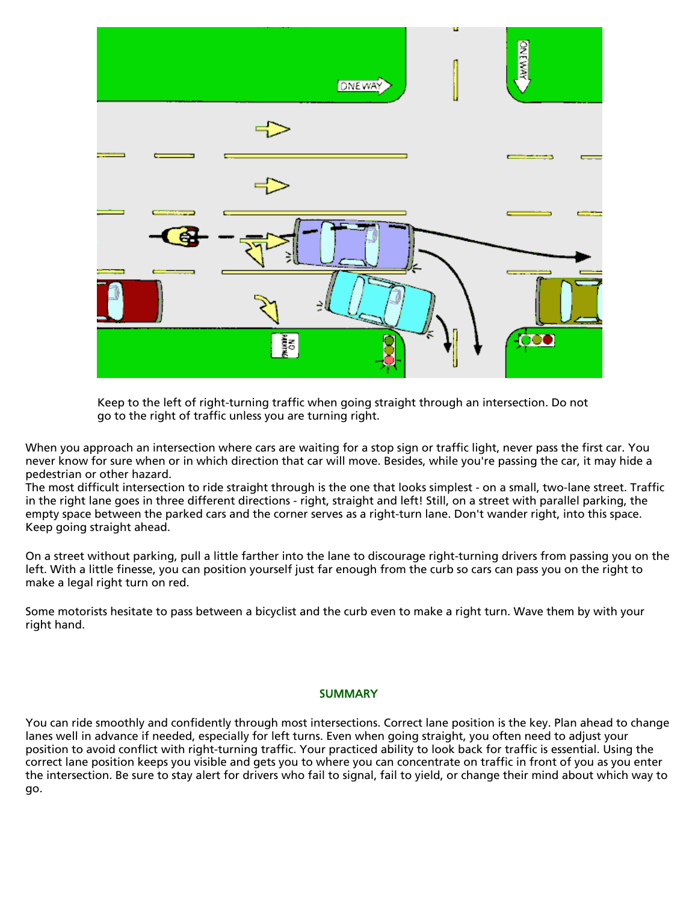Keep to the left of right-turning traffic when going straight through an intersection. Do not go to the right of traffic unless you are turning right.

When you approach an intersection where cars are waiting for a stop sign or traffic light, never pass the first car. You never know for sure when or in which direction that car will move. Besides, while you're passing the car, it may hide a pedestrian or other hazard.
The most difficult intersection to ride straight through is the one that looks simplest - on a small, two-lane street. Traffic in the right lane goes in three different directions - right, straight and left! Still, on a street with parallel parking, the empty space between the parked cars and the corner serves as a right-turn lane. Don't wander right, into this space. Keep going straight ahead.

On a street without parking, pull a little farther into the lane to discourage right-turning drivers from passing you on the left. With a little finesse, you can position yourself just far enough from the curb so cars can pass you on the right to make a legal right turn on red.

Some motorists hesitate to pass between a bicyclist and the curb even to make a right turn. Wave them by with your right hand.

## SUMMARY

You can ride smoothly and confidently through most intersections. Correct lane position is the key. Plan ahead to change lanes well in advance if needed, especially for left turns. Even when going straight, you often need to adjust your position to avoid conflict with right-turning traffic. Your practiced ability to look back for traffic is essential. Using the correct lane position keeps you visible and gets you to where you can concentrate on traffic in front of you as you enter the intersection. Be sure to stay alert for drivers who fail to signal, fail to yield, or change their mind about which way to go.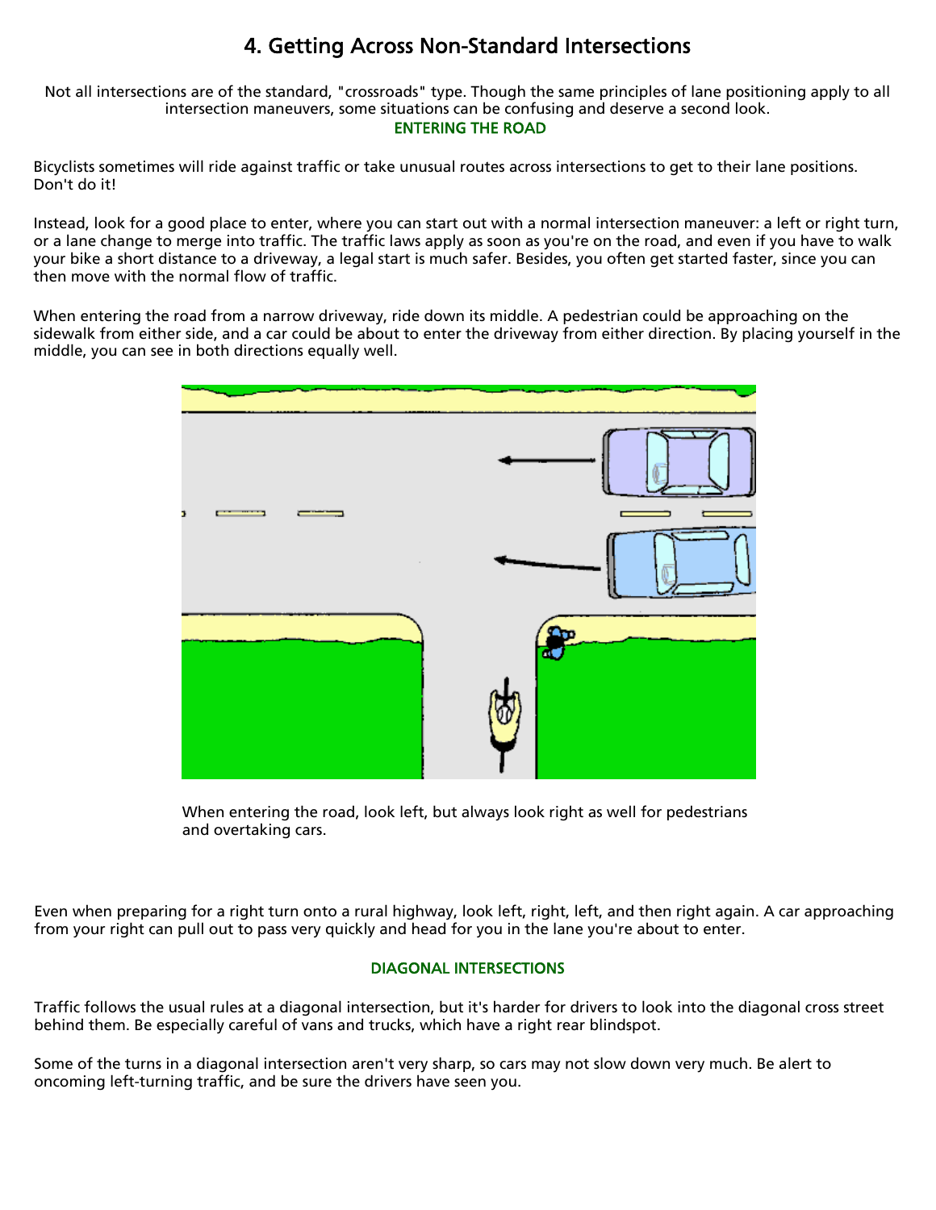# 4. Getting Across Non-Standard Intersections

Not all intersections are of the standard, "crossroads" type. Though the same principles of lane positioning apply to all intersection maneuvers, some situations can be confusing and deserve a second look.

## ENTERING THE ROAD

Bicyclists sometimes will ride against traffic or take unusual routes across intersections to get to their lane positions. Don't do it!

Instead, look for a good place to enter, where you can start out with a normal intersection maneuver: a left or right turn, or a lane change to merge into traffic. The traffic laws apply as soon as you're on the road, and even if you have to walk your bike a short distance to a driveway, a legal start is much safer. Besides, you often get started faster, since you can then move with the normal flow of traffic.

When entering the road from a narrow driveway, ride down its middle. A pedestrian could be approaching on the sidewalk from either side, and a car could be about to enter the driveway from either direction. By placing yourself in the middle, you can see in both directions equally well.

When entering the road, look left, but always look right as well for pedestrians and overtaking cars.

Even when preparing for a right turn onto a rural highway, look left, right, left, and then right again. A car approaching from your right can pull out to pass very quickly and head for you in the lane you're about to enter.

## DIAGONAL INTERSECTIONS

Traffic follows the usual rules at a diagonal intersection, but it's harder for drivers to look into the diagonal cross street behind them. Be especially careful of vans and trucks, which have a right rear blindspot.

Some of the turns in a diagonal intersection aren't very sharp, so cars may not slow down very much. Be alert to oncoming left-turning traffic, and be sure the drivers have seen you.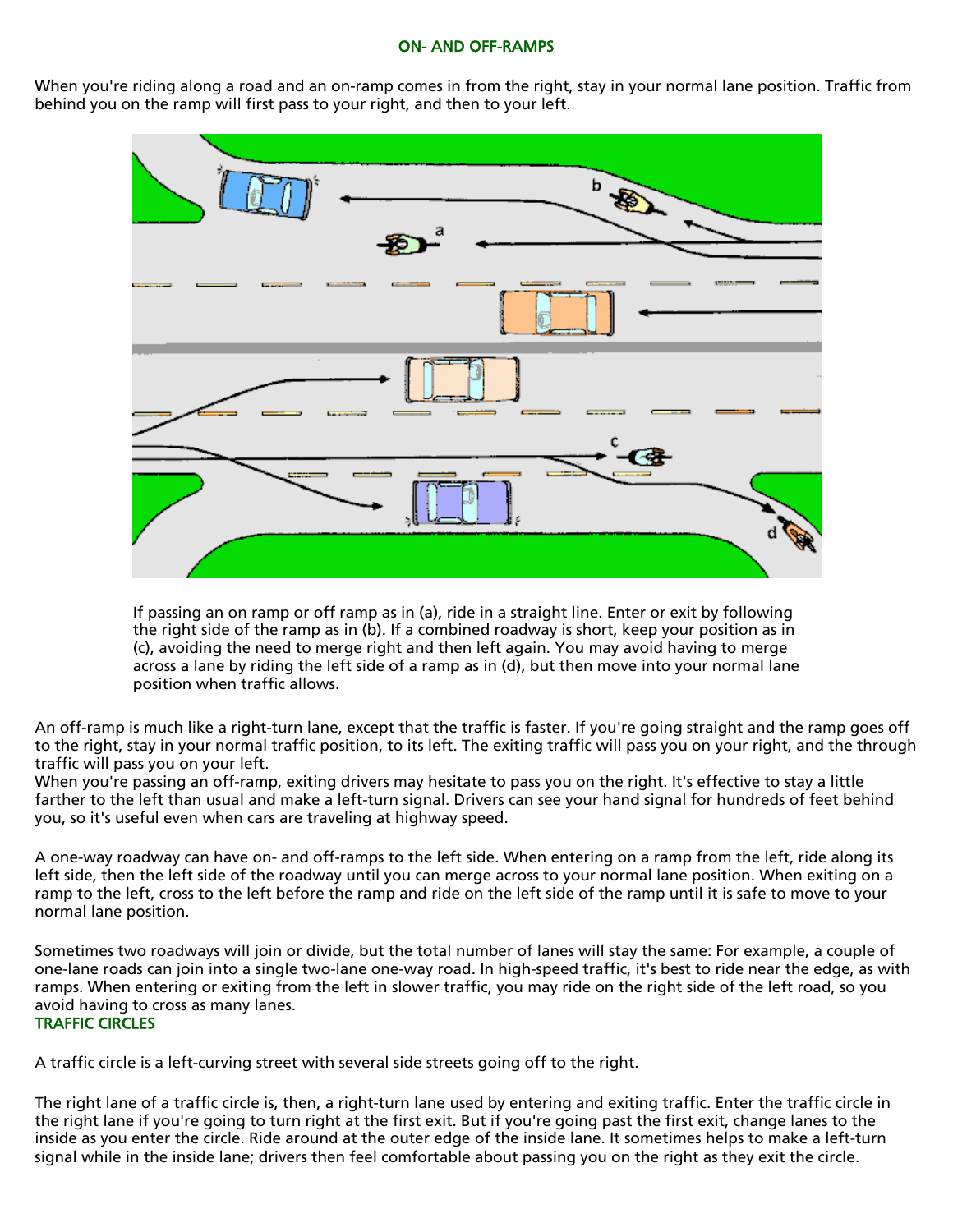## ON- AND OFF-RAMPS

When you're riding along a road and an on-ramp comes in from the right, stay in your normal lane position. Traffic from behind you on the ramp will first pass to your right, and then to your left.

If passing an on ramp or off ramp as in (a), ride in a straight line. Enter or exit by following the right side of the ramp as in (b). If a combined roadway is short, keep your position as in (c), avoiding the need to merge right and then left again. You may avoid having to merge across a lane by riding the left side of a ramp as in (d), but then move into your normal lane position when traffic allows.

An off-ramp is much like a right-turn lane, except that the traffic is faster. If you're going straight and the ramp goes off to the right, stay in your normal traffic position, to its left. The exiting traffic will pass you on your right, and the through traffic will pass you on your left.
When you're passing an off-ramp, exiting drivers may hesitate to pass you on the right. It's effective to stay a little farther to the left than usual and make a left-turn signal. Drivers can see your hand signal for hundreds of feet behind you, so it's useful even when cars are traveling at highway speed.

A one-way roadway can have on- and off-ramps to the left side. When entering on a ramp from the left, ride along its left side, then the left side of the roadway until you can merge across to your normal lane position. When exiting on a ramp to the left, cross to the left before the ramp and ride on the left side of the ramp until it is safe to move to your normal lane position.

Sometimes two roadways will join or divide, but the total number of lanes will stay the same: For example, a couple of one-lane roads can join into a single two-lane one-way road. In high-speed traffic, it's best to ride near the edge, as with ramps. When entering or exiting from the left in slower traffic, you may ride on the right side of the left road, so you avoid having to cross as many lanes.

## TRAFFIC CIRCLES

A traffic circle is a left-curving street with several side streets going off to the right.

The right lane of a traffic circle is, then, a right-turn lane used by entering and exiting traffic. Enter the traffic circle in the right lane if you're going to turn right at the first exit. But if you're going past the first exit, change lanes to the inside as you enter the circle. Ride around at the outer edge of the inside lane. It sometimes helps to make a left-turn signal while in the inside lane; drivers then feel comfortable about passing you on the right as they exit the circle.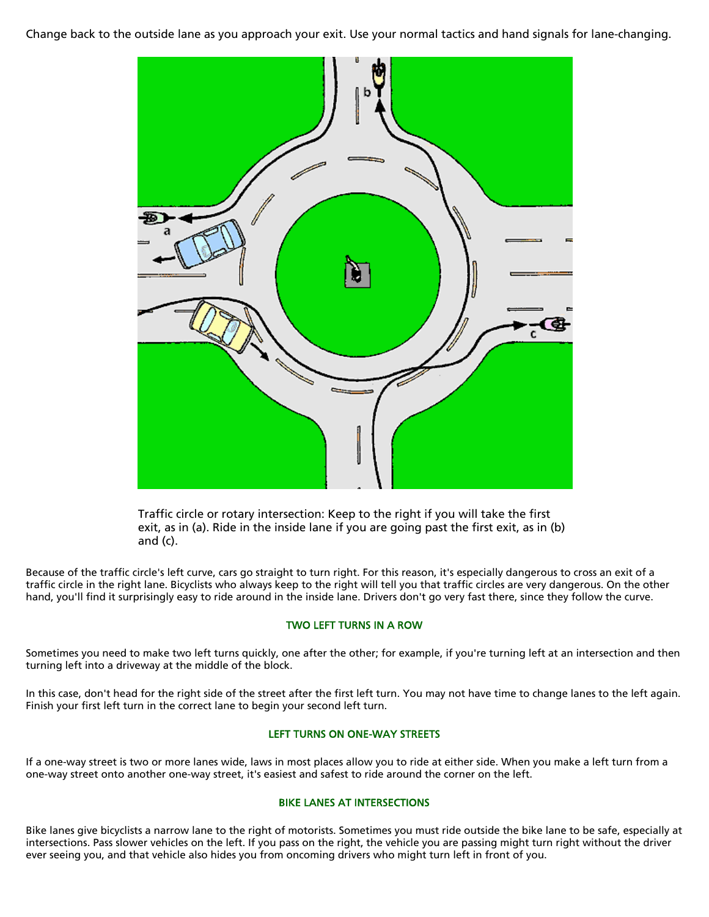Change back to the outside lane as you approach your exit. Use your normal tactics and hand signals for lane-changing.

Traffic circle or rotary intersection: Keep to the right if you will take the first exit, as in (a). Ride in the inside lane if you are going past the first exit, as in (b) and (c).

Because of the traffic circle's left curve, cars go straight to turn right. For this reason, it's especially dangerous to cross an exit of a traffic circle in the right lane. Bicyclists who always keep to the right will tell you that traffic circles are very dangerous. On the other hand, you'll find it surprisingly easy to ride around in the inside lane. Drivers don't go very fast there, since they follow the curve.

### TWO LEFT TURNS IN A ROW

Sometimes you need to make two left turns quickly, one after the other; for example, if you're turning left at an intersection and then turning left into a driveway at the middle of the block.

In this case, don't head for the right side of the street after the first left turn. You may not have time to change lanes to the left again. Finish your first left turn in the correct lane to begin your second left turn.

### LEFT TURNS ON ONE-WAY STREETS

If a one-way street is two or more lanes wide, laws in most places allow you to ride at either side. When you make a left turn from a one-way street onto another one-way street, it's easiest and safest to ride around the corner on the left.

### BIKE LANES AT INTERSECTIONS

Bike lanes give bicyclists a narrow lane to the right of motorists. Sometimes you must ride outside the bike lane to be safe, especially at intersections. Pass slower vehicles on the left. If you pass on the right, the vehicle you are passing might turn right without the driver ever seeing you, and that vehicle also hides you from oncoming drivers who might turn left in front of you.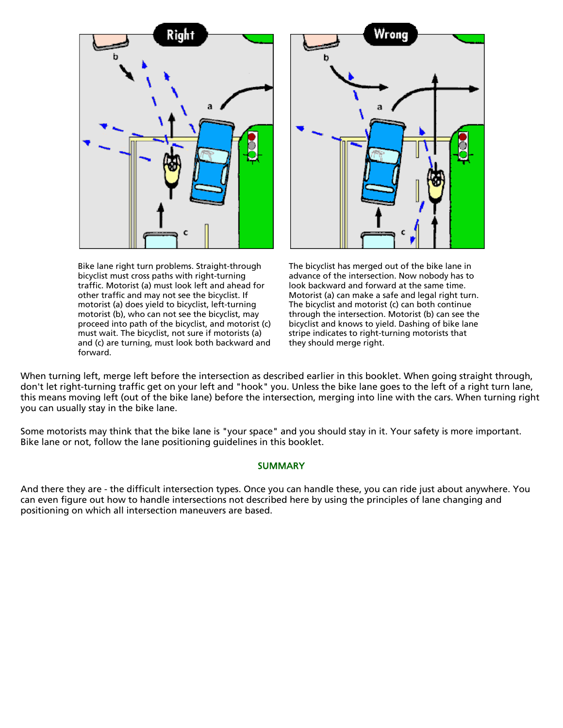Right

Wrong

Bike lane right turn problems. Straight-through bicyclist must cross paths with right-turning traffic. Motorist (a) must look left and ahead for other traffic and may not see the bicyclist. If motorist (a) does yield to bicyclist, left-turning motorist (b), who can not see the bicyclist, may proceed into path of the bicyclist, and motorist (c) must wait. The bicyclist, not sure if motorists (a) and (c) are turning, must look both backward and forward.

The bicyclist has merged out of the bike lane in advance of the intersection. Now nobody has to look backward and forward at the same time. Motorist (a) can make a safe and legal right turn. The bicyclist and motorist (c) can both continue through the intersection. Motorist (b) can see the bicyclist and knows to yield. Dashing of bike lane stripe indicates to right-turning motorists that they should merge right.

When turning left, merge left before the intersection as described earlier in this booklet. When going straight through, don't let right-turning traffic get on your left and "hook" you. Unless the bike lane goes to the left of a right turn lane, this means moving left (out of the bike lane) before the intersection, merging into line with the cars. When turning right you can usually stay in the bike lane.

Some motorists may think that the bike lane is "your space" and you should stay in it. Your safety is more important. Bike lane or not, follow the lane positioning guidelines in this booklet.

## SUMMARY

And there they are - the difficult intersection types. Once you can handle these, you can ride just about anywhere. You can even figure out how to handle intersections not described here by using the principles of lane changing and positioning on which all intersection maneuvers are based.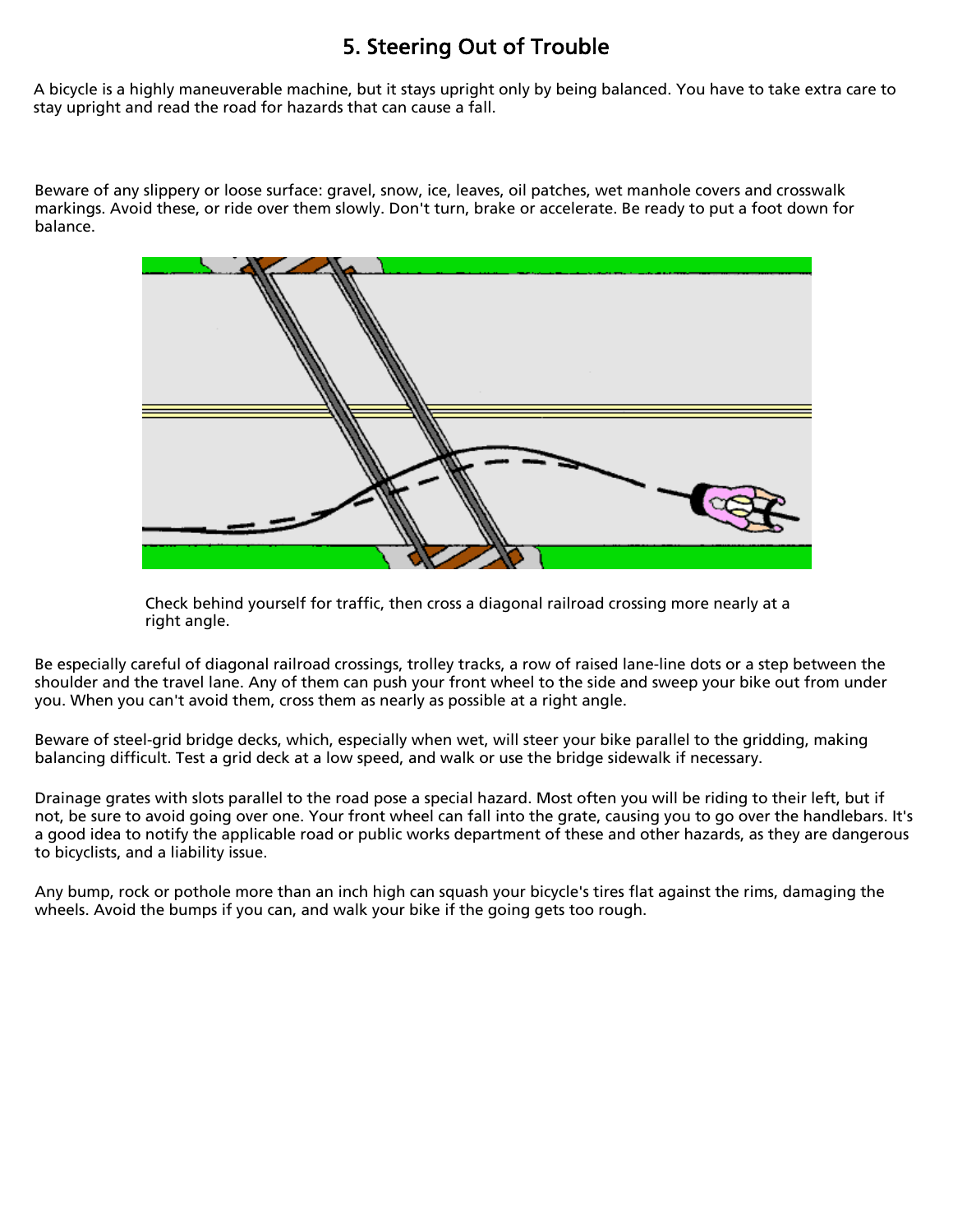# 5. Steering Out of Trouble

A bicycle is a highly maneuverable machine, but it stays upright only by being balanced. You have to take extra care to stay upright and read the road for hazards that can cause a fall.

Beware of any slippery or loose surface: gravel, snow, ice, leaves, oil patches, wet manhole covers and crosswalk markings. Avoid these, or ride over them slowly. Don't turn, brake or accelerate. Be ready to put a foot down for balance.

Check behind yourself for traffic, then cross a diagonal railroad crossing more nearly at a right angle.

Be especially careful of diagonal railroad crossings, trolley tracks, a row of raised lane-line dots or a step between the shoulder and the travel lane. Any of them can push your front wheel to the side and sweep your bike out from under you. When you can't avoid them, cross them as nearly as possible at a right angle.

Beware of steel-grid bridge decks, which, especially when wet, will steer your bike parallel to the gridding, making balancing difficult. Test a grid deck at a low speed, and walk or use the bridge sidewalk if necessary.

Drainage grates with slots parallel to the road pose a special hazard. Most often you will be riding to their left, but if not, be sure to avoid going over one. Your front wheel can fall into the grate, causing you to go over the handlebars. It's a good idea to notify the applicable road or public works department of these and other hazards, as they are dangerous to bicyclists, and a liability issue.

Any bump, rock or pothole more than an inch high can squash your bicycle's tires flat against the rims, damaging the wheels. Avoid the bumps if you can, and walk your bike if the going gets too rough.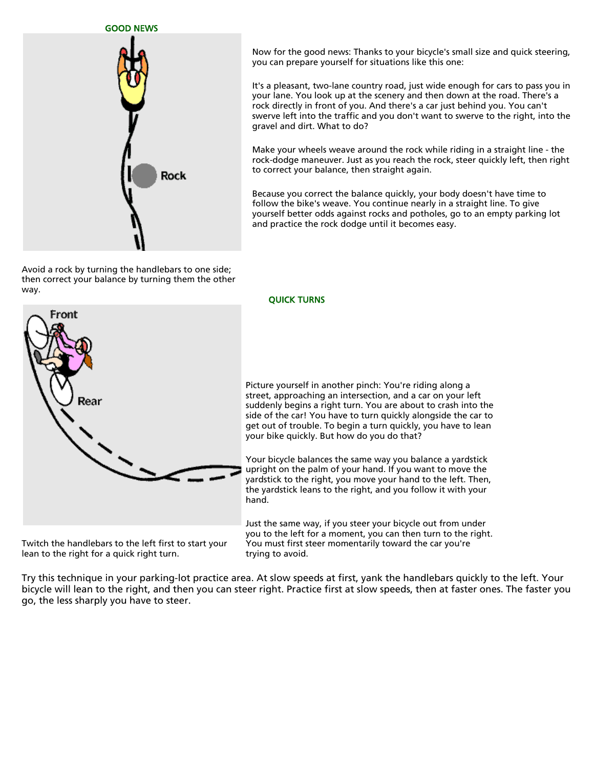## GOOD NEWS

Now for the good news: Thanks to your bicycle's small size and quick steering, you can prepare yourself for situations like this one:

It's a pleasant, two-lane country road, just wide enough for cars to pass you in your lane. You look up at the scenery and then down at the road. There's a rock directly in front of you. And there's a car just behind you. You can't swerve left into the traffic and you don't want to swerve to the right, into the gravel and dirt. What to do?

Make your wheels weave around the rock while riding in a straight line - the rock-dodge maneuver. Just as you reach the rock, steer quickly left, then right to correct your balance, then straight again.

Because you correct the balance quickly, your body doesn't have time to follow the bike's weave. You continue nearly in a straight line. To give yourself better odds against rocks and potholes, go to an empty parking lot and practice the rock dodge until it becomes easy.

Avoid a rock by turning the handlebars to one side; then correct your balance by turning them the other way.

## QUICK TURNS

Picture yourself in another pinch: You're riding along a street, approaching an intersection, and a car on your left suddenly begins a right turn. You are about to crash into the side of the car! You have to turn quickly alongside the car to get out of trouble. To begin a turn quickly, you have to lean your bike quickly. But how do you do that?

Your bicycle balances the same way you balance a yardstick upright on the palm of your hand. If you want to move the yardstick to the right, you move your hand to the left. Then, the yardstick leans to the right, and you follow it with your hand.

Just the same way, if you steer your bicycle out from under you to the left for a moment, you can then turn to the right. You must first steer momentarily toward the car you're trying to avoid.

Twitch the handlebars to the left first to start your lean to the right for a quick right turn.

Try this technique in your parking-lot practice area. At slow speeds at first, yank the handlebars quickly to the left. Your bicycle will lean to the right, and then you can steer right. Practice first at slow speeds, then at faster ones. The faster you go, the less sharply you have to steer.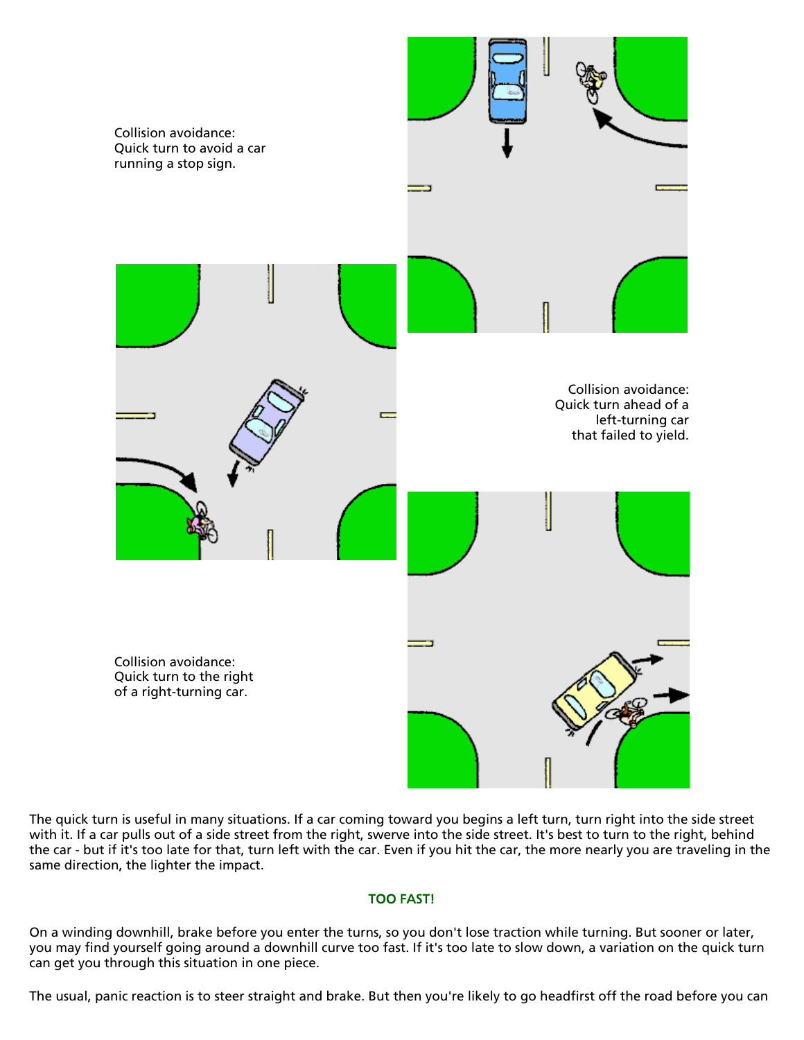Collision avoidance:
Quick turn to avoid a car running a stop sign.

Collision avoidance:
Quick turn ahead of a left-turning car that failed to yield.

Collision avoidance:
Quick turn to the right of a right-turning car.

The quick turn is useful in many situations. If a car coming toward you begins a left turn, turn right into the side street with it. If a car pulls out of a side street from the right, swerve into the side street. It's best to turn to the right, behind the car - but if it's too late for that, turn left with the car. Even if you hit the car, the more nearly you are traveling in the same direction, the lighter the impact.

## TOO FAST!

On a winding downhill, brake before you enter the turns, so you don't lose traction while turning. But sooner or later, you may find yourself going around a downhill curve too fast. If it's too late to slow down, a variation on the quick turn can get you through this situation in one piece.

The usual, panic reaction is to steer straight and brake. But then you're likely to go headfirst off the road before you can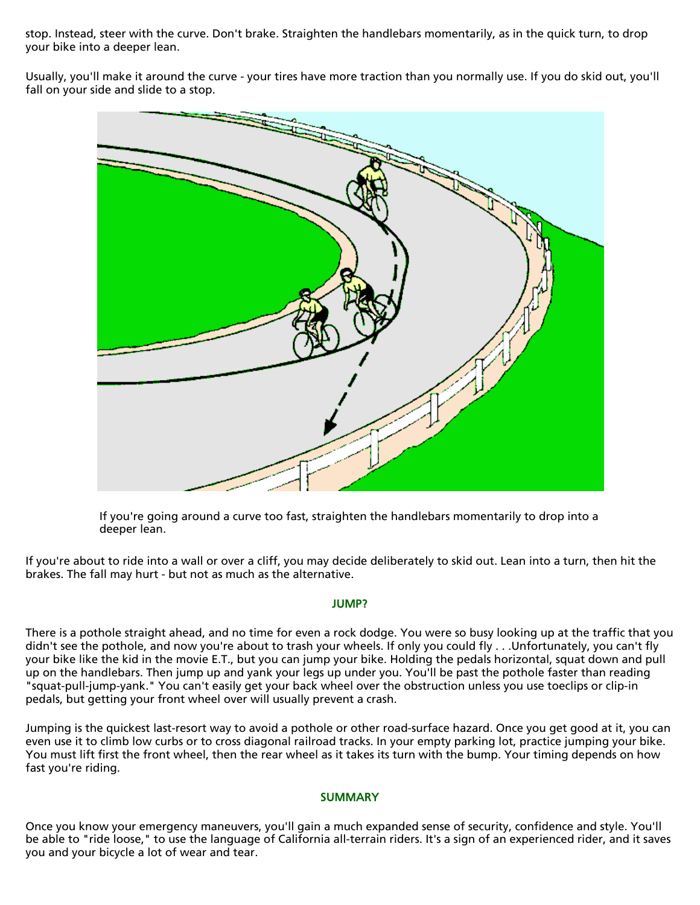stop. Instead, steer with the curve. Don't brake. Straighten the handlebars momentarily, as in the quick turn, to drop your bike into a deeper lean.

Usually, you'll make it around the curve - your tires have more traction than you normally use. If you do skid out, you'll fall on your side and slide to a stop.

If you're going around a curve too fast, straighten the handlebars momentarily to drop into a deeper lean.

If you're about to ride into a wall or over a cliff, you may decide deliberately to skid out. Lean into a turn, then hit the brakes. The fall may hurt - but not as much as the alternative.

### JUMP?

There is a pothole straight ahead, and no time for even a rock dodge. You were so busy looking up at the traffic that you didn't see the pothole, and now you're about to trash your wheels. If only you could fly . . .Unfortunately, you can't fly your bike like the kid in the movie E.T., but you can jump your bike. Holding the pedals horizontal, squat down and pull up on the handlebars. Then jump up and yank your legs up under you. You'll be past the pothole faster than reading "squat-pull-jump-yank." You can't easily get your back wheel over the obstruction unless you use toeclips or clip-in pedals, but getting your front wheel over will usually prevent a crash.

Jumping is the quickest last-resort way to avoid a pothole or other road-surface hazard. Once you get good at it, you can even use it to climb low curbs or to cross diagonal railroad tracks. In your empty parking lot, practice jumping your bike. You must lift first the front wheel, then the rear wheel as it takes its turn with the bump. Your timing depends on how fast you're riding.

### SUMMARY

Once you know your emergency maneuvers, you'll gain a much expanded sense of security, confidence and style. You'll be able to "ride loose," to use the language of California all-terrain riders. It's a sign of an experienced rider, and it saves you and your bicycle a lot of wear and tear.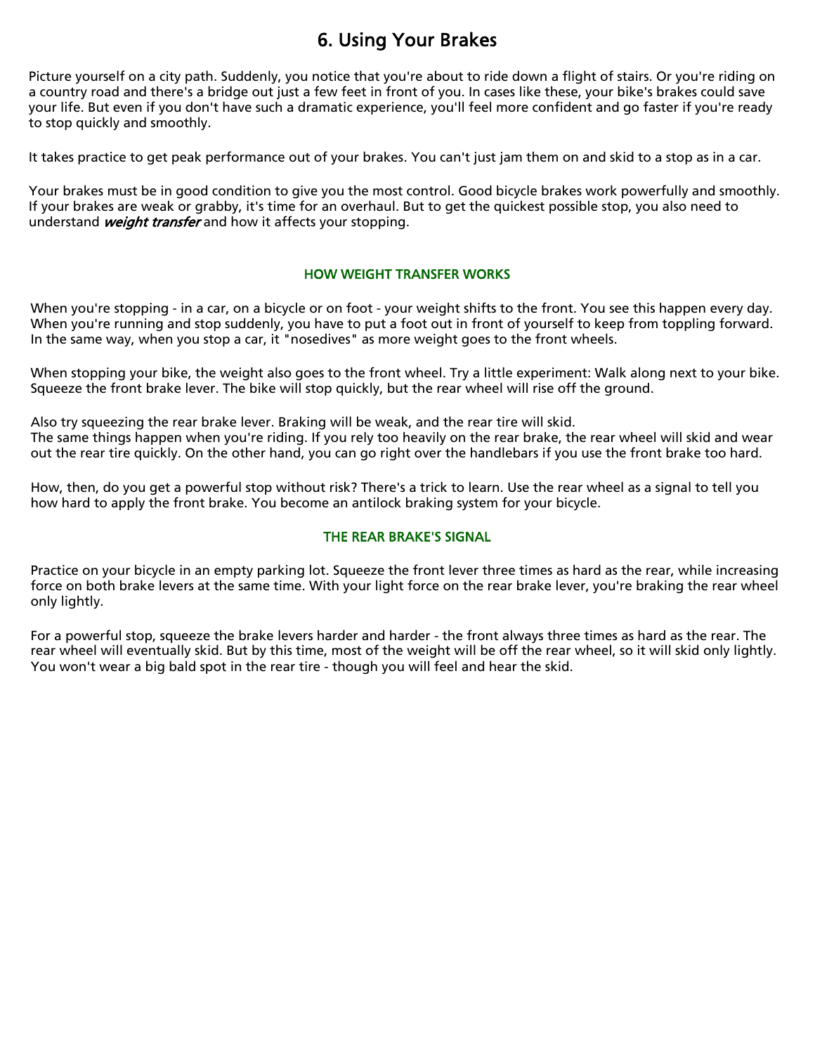# 6. Using Your Brakes

Picture yourself on a city path. Suddenly, you notice that you're about to ride down a flight of stairs. Or you're riding on a country road and there's a bridge out just a few feet in front of you. In cases like these, your bike's brakes could save your life. But even if you don't have such a dramatic experience, you'll feel more confident and go faster if you're ready to stop quickly and smoothly.

It takes practice to get peak performance out of your brakes. You can't just jam them on and skid to a stop as in a car.

Your brakes must be in good condition to give you the most control. Good bicycle brakes work powerfully and smoothly. If your brakes are weak or grabby, it's time for an overhaul. But to get the quickest possible stop, you also need to understand ***weight transfer*** and how it affects your stopping.

## HOW WEIGHT TRANSFER WORKS

When you're stopping - in a car, on a bicycle or on foot - your weight shifts to the front. You see this happen every day. When you're running and stop suddenly, you have to put a foot out in front of yourself to keep from toppling forward. In the same way, when you stop a car, it "nosedives" as more weight goes to the front wheels.

When stopping your bike, the weight also goes to the front wheel. Try a little experiment: Walk along next to your bike. Squeeze the front brake lever. The bike will stop quickly, but the rear wheel will rise off the ground.

Also try squeezing the rear brake lever. Braking will be weak, and the rear tire will skid.
The same things happen when you're riding. If you rely too heavily on the rear brake, the rear wheel will skid and wear out the rear tire quickly. On the other hand, you can go right over the handlebars if you use the front brake too hard.

How, then, do you get a powerful stop without risk? There's a trick to learn. Use the rear wheel as a signal to tell you how hard to apply the front brake. You become an antilock braking system for your bicycle.

## THE REAR BRAKE'S SIGNAL

Practice on your bicycle in an empty parking lot. Squeeze the front lever three times as hard as the rear, while increasing force on both brake levers at the same time. With your light force on the rear brake lever, you're braking the rear wheel only lightly.

For a powerful stop, squeeze the brake levers harder and harder - the front always three times as hard as the rear. The rear wheel will eventually skid. But by this time, most of the weight will be off the rear wheel, so it will skid only lightly. You won't wear a big bald spot in the rear tire - though you will feel and hear the skid.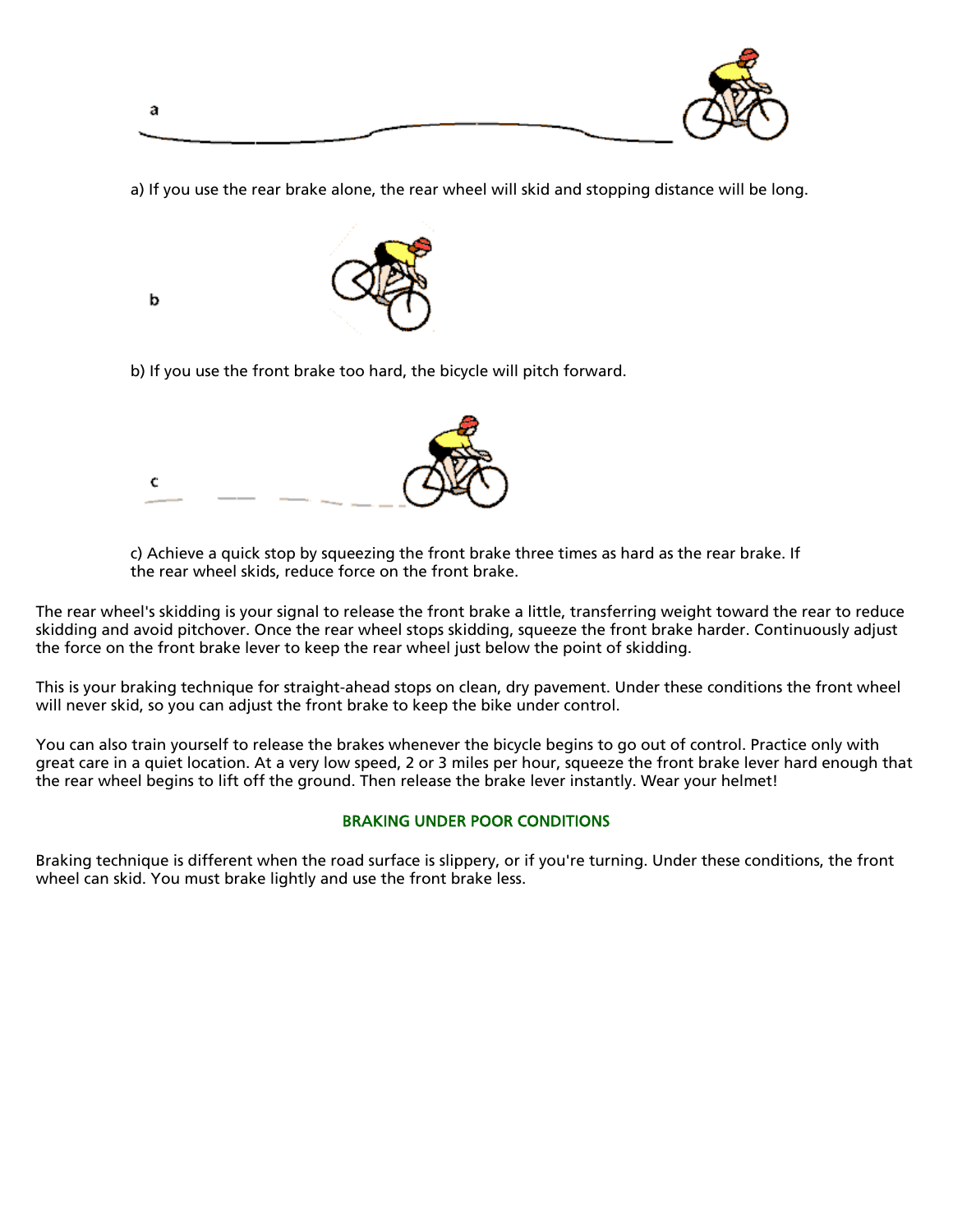a

a) If you use the rear brake alone, the rear wheel will skid and stopping distance will be long.

b

b) If you use the front brake too hard, the bicycle will pitch forward.

c

c) Achieve a quick stop by squeezing the front brake three times as hard as the rear brake. If the rear wheel skids, reduce force on the front brake.

The rear wheel's skidding is your signal to release the front brake a little, transferring weight toward the rear to reduce skidding and avoid pitchover. Once the rear wheel stops skidding, squeeze the front brake harder. Continuously adjust the force on the front brake lever to keep the rear wheel just below the point of skidding.

This is your braking technique for straight-ahead stops on clean, dry pavement. Under these conditions the front wheel will never skid, so you can adjust the front brake to keep the bike under control.

You can also train yourself to release the brakes whenever the bicycle begins to go out of control. Practice only with great care in a quiet location. At a very low speed, 2 or 3 miles per hour, squeeze the front brake lever hard enough that the rear wheel begins to lift off the ground. Then release the brake lever instantly. Wear your helmet!

## BRAKING UNDER POOR CONDITIONS

Braking technique is different when the road surface is slippery, or if you're turning. Under these conditions, the front wheel can skid. You must brake lightly and use the front brake less.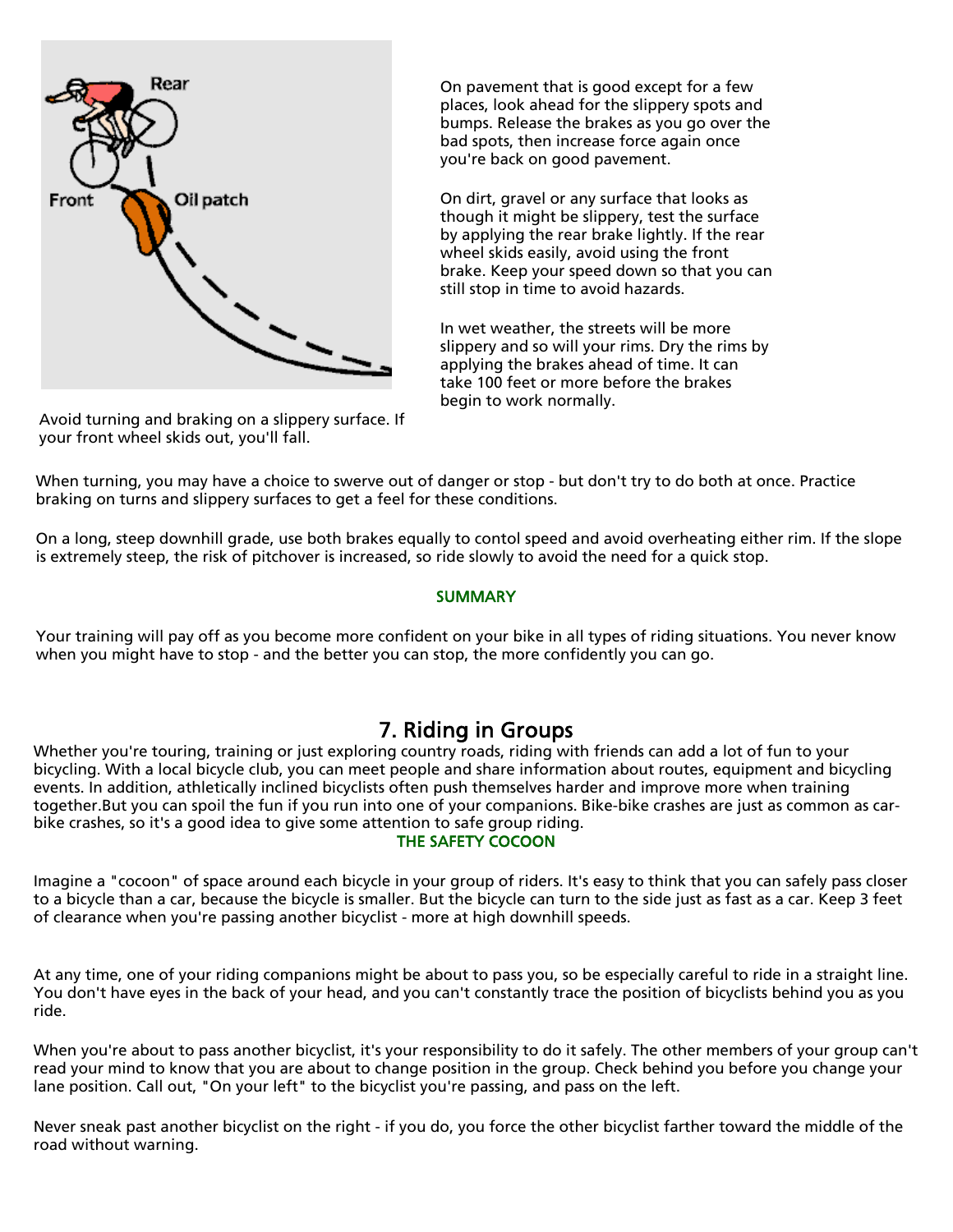Avoid turning and braking on a slippery surface. If your front wheel skids out, you'll fall.

On pavement that is good except for a few places, look ahead for the slippery spots and bumps. Release the brakes as you go over the bad spots, then increase force again once you're back on good pavement.

On dirt, gravel or any surface that looks as though it might be slippery, test the surface by applying the rear brake lightly. If the rear wheel skids easily, avoid using the front brake. Keep your speed down so that you can still stop in time to avoid hazards.

In wet weather, the streets will be more slippery and so will your rims. Dry the rims by applying the brakes ahead of time. It can take 100 feet or more before the brakes begin to work normally.

When turning, you may have a choice to swerve out of danger or stop - but don't try to do both at once. Practice braking on turns and slippery surfaces to get a feel for these conditions.

On a long, steep downhill grade, use both brakes equally to contol speed and avoid overheating either rim. If the slope is extremely steep, the risk of pitchover is increased, so ride slowly to avoid the need for a quick stop.

### SUMMARY

Your training will pay off as you become more confident on your bike in all types of riding situations. You never know when you might have to stop - and the better you can stop, the more confidently you can go.

## 7. Riding in Groups

Whether you're touring, training or just exploring country roads, riding with friends can add a lot of fun to your bicycling. With a local bicycle club, you can meet people and share information about routes, equipment and bicycling events. In addition, athletically inclined bicyclists often push themselves harder and improve more when training together.But you can spoil the fun if you run into one of your companions. Bike-bike crashes are just as common as car-bike crashes, so it's a good idea to give some attention to safe group riding.

### THE SAFETY COCOON

Imagine a "cocoon" of space around each bicycle in your group of riders. It's easy to think that you can safely pass closer to a bicycle than a car, because the bicycle is smaller. But the bicycle can turn to the side just as fast as a car. Keep 3 feet of clearance when you're passing another bicyclist - more at high downhill speeds.

At any time, one of your riding companions might be about to pass you, so be especially careful to ride in a straight line. You don't have eyes in the back of your head, and you can't constantly trace the position of bicyclists behind you as you ride.

When you're about to pass another bicyclist, it's your responsibility to do it safely. The other members of your group can't read your mind to know that you are about to change position in the group. Check behind you before you change your lane position. Call out, "On your left" to the bicyclist you're passing, and pass on the left.

Never sneak past another bicyclist on the right - if you do, you force the other bicyclist farther toward the middle of the road without warning.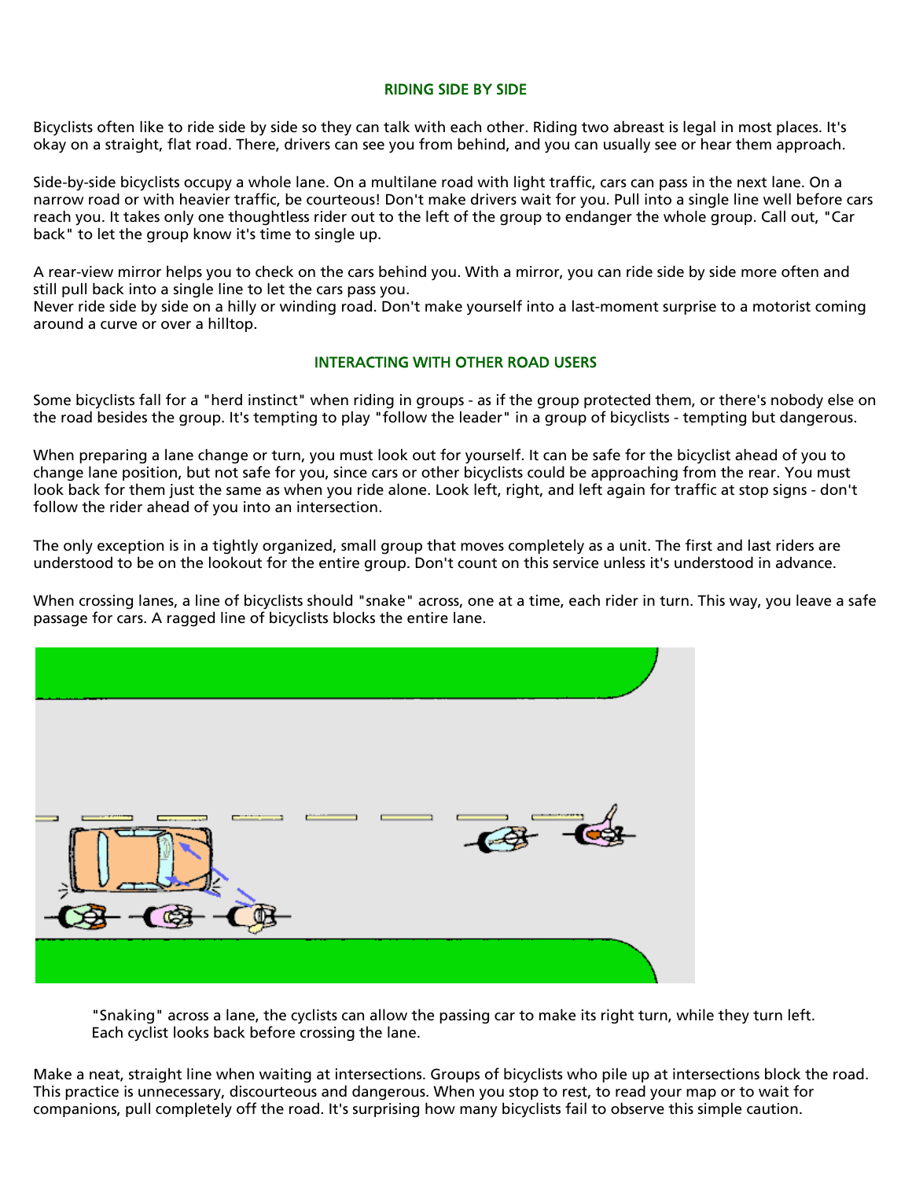## RIDING SIDE BY SIDE

Bicyclists often like to ride side by side so they can talk with each other. Riding two abreast is legal in most places. It's okay on a straight, flat road. There, drivers can see you from behind, and you can usually see or hear them approach.

Side-by-side bicyclists occupy a whole lane. On a multilane road with light traffic, cars can pass in the next lane. On a narrow road or with heavier traffic, be courteous! Don't make drivers wait for you. Pull into a single line well before cars reach you. It takes only one thoughtless rider out to the left of the group to endanger the whole group. Call out, "Car back" to let the group know it's time to single up.

A rear-view mirror helps you to check on the cars behind you. With a mirror, you can ride side by side more often and still pull back into a single line to let the cars pass you.
Never ride side by side on a hilly or winding road. Don't make yourself into a last-moment surprise to a motorist coming around a curve or over a hilltop.

## INTERACTING WITH OTHER ROAD USERS

Some bicyclists fall for a "herd instinct" when riding in groups - as if the group protected them, or there's nobody else on the road besides the group. It's tempting to play "follow the leader" in a group of bicyclists - tempting but dangerous.

When preparing a lane change or turn, you must look out for yourself. It can be safe for the bicyclist ahead of you to change lane position, but not safe for you, since cars or other bicyclists could be approaching from the rear. You must look back for them just the same as when you ride alone. Look left, right, and left again for traffic at stop signs - don't follow the rider ahead of you into an intersection.

The only exception is in a tightly organized, small group that moves completely as a unit. The first and last riders are understood to be on the lookout for the entire group. Don't count on this service unless it's understood in advance.

When crossing lanes, a line of bicyclists should "snake" across, one at a time, each rider in turn. This way, you leave a safe passage for cars. A ragged line of bicyclists blocks the entire lane.

"Snaking" across a lane, the cyclists can allow the passing car to make its right turn, while they turn left. Each cyclist looks back before crossing the lane.

Make a neat, straight line when waiting at intersections. Groups of bicyclists who pile up at intersections block the road. This practice is unnecessary, discourteous and dangerous. When you stop to rest, to read your map or to wait for companions, pull completely off the road. It's surprising how many bicyclists fail to observe this simple caution.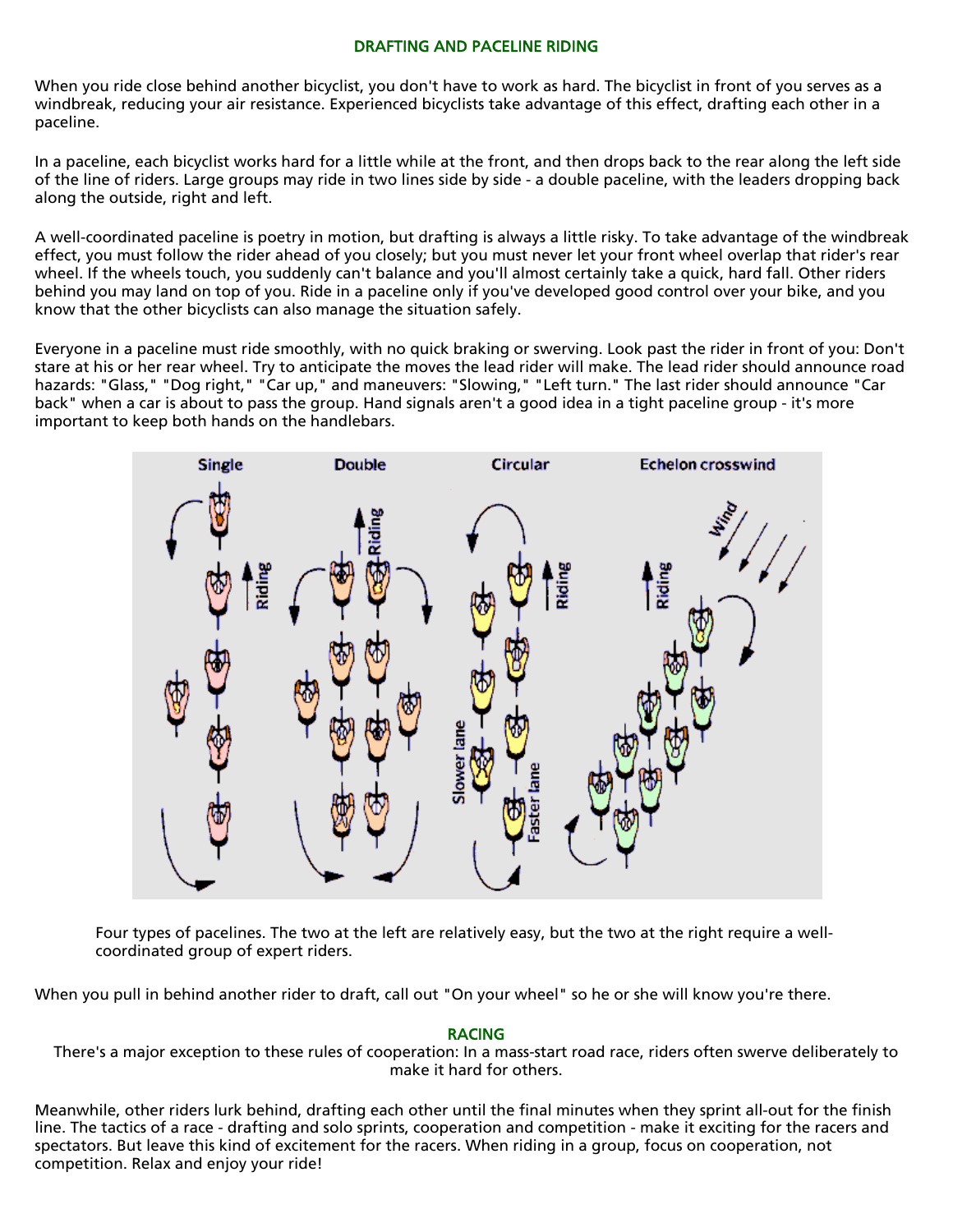## DRAFTING AND PACELINE RIDING

When you ride close behind another bicyclist, you don't have to work as hard. The bicyclist in front of you serves as a windbreak, reducing your air resistance. Experienced bicyclists take advantage of this effect, drafting each other in a paceline.

In a paceline, each bicyclist works hard for a little while at the front, and then drops back to the rear along the left side of the line of riders. Large groups may ride in two lines side by side - a double paceline, with the leaders dropping back along the outside, right and left.

A well-coordinated paceline is poetry in motion, but drafting is always a little risky. To take advantage of the windbreak effect, you must follow the rider ahead of you closely; but you must never let your front wheel overlap that rider's rear wheel. If the wheels touch, you suddenly can't balance and you'll almost certainly take a quick, hard fall. Other riders behind you may land on top of you. Ride in a paceline only if you've developed good control over your bike, and you know that the other bicyclists can also manage the situation safely.

Everyone in a paceline must ride smoothly, with no quick braking or swerving. Look past the rider in front of you: Don't stare at his or her rear wheel. Try to anticipate the moves the lead rider will make. The lead rider should announce road hazards: "Glass," "Dog right," "Car up," and maneuvers: "Slowing," "Left turn." The last rider should announce "Car back" when a car is about to pass the group. Hand signals aren't a good idea in a tight paceline group - it's more important to keep both hands on the handlebars.

Four types of pacelines. The two at the left are relatively easy, but the two at the right require a well-coordinated group of expert riders.

When you pull in behind another rider to draft, call out "On your wheel" so he or she will know you're there.

## RACING

There's a major exception to these rules of cooperation: In a mass-start road race, riders often swerve deliberately to make it hard for others.

Meanwhile, other riders lurk behind, drafting each other until the final minutes when they sprint all-out for the finish line. The tactics of a race - drafting and solo sprints, cooperation and competition - make it exciting for the racers and spectators. But leave this kind of excitement for the racers. When riding in a group, focus on cooperation, not competition. Relax and enjoy your ride!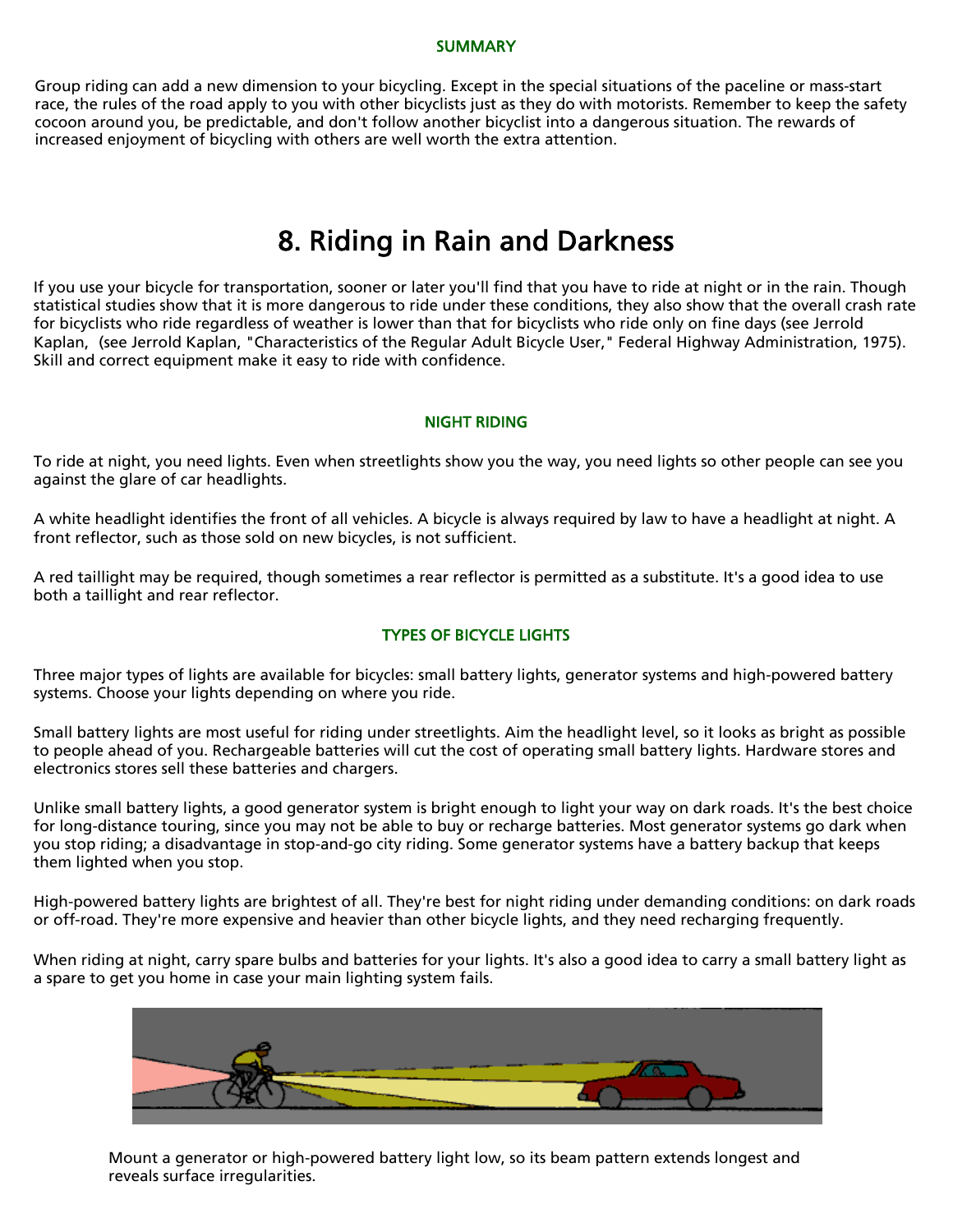### SUMMARY

Group riding can add a new dimension to your bicycling. Except in the special situations of the paceline or mass-start race, the rules of the road apply to you with other bicyclists just as they do with motorists. Remember to keep the safety cocoon around you, be predictable, and don't follow another bicyclist into a dangerous situation. The rewards of increased enjoyment of bicycling with others are well worth the extra attention.

# 8. Riding in Rain and Darkness

If you use your bicycle for transportation, sooner or later you'll find that you have to ride at night or in the rain. Though statistical studies show that it is more dangerous to ride under these conditions, they also show that the overall crash rate for bicyclists who ride regardless of weather is lower than that for bicyclists who ride only on fine days (see Jerrold Kaplan, (see Jerrold Kaplan, "Characteristics of the Regular Adult Bicycle User," Federal Highway Administration, 1975). Skill and correct equipment make it easy to ride with confidence.

### NIGHT RIDING

To ride at night, you need lights. Even when streetlights show you the way, you need lights so other people can see you against the glare of car headlights.

A white headlight identifies the front of all vehicles. A bicycle is always required by law to have a headlight at night. A front reflector, such as those sold on new bicycles, is not sufficient.

A red taillight may be required, though sometimes a rear reflector is permitted as a substitute. It's a good idea to use both a taillight and rear reflector.

### TYPES OF BICYCLE LIGHTS

Three major types of lights are available for bicycles: small battery lights, generator systems and high-powered battery systems. Choose your lights depending on where you ride.

Small battery lights are most useful for riding under streetlights. Aim the headlight level, so it looks as bright as possible to people ahead of you. Rechargeable batteries will cut the cost of operating small battery lights. Hardware stores and electronics stores sell these batteries and chargers.

Unlike small battery lights, a good generator system is bright enough to light your way on dark roads. It's the best choice for long-distance touring, since you may not be able to buy or recharge batteries. Most generator systems go dark when you stop riding; a disadvantage in stop-and-go city riding. Some generator systems have a battery backup that keeps them lighted when you stop.

High-powered battery lights are brightest of all. They're best for night riding under demanding conditions: on dark roads or off-road. They're more expensive and heavier than other bicycle lights, and they need recharging frequently.

When riding at night, carry spare bulbs and batteries for your lights. It's also a good idea to carry a small battery light as a spare to get you home in case your main lighting system fails.

Mount a generator or high-powered battery light low, so its beam pattern extends longest and reveals surface irregularities.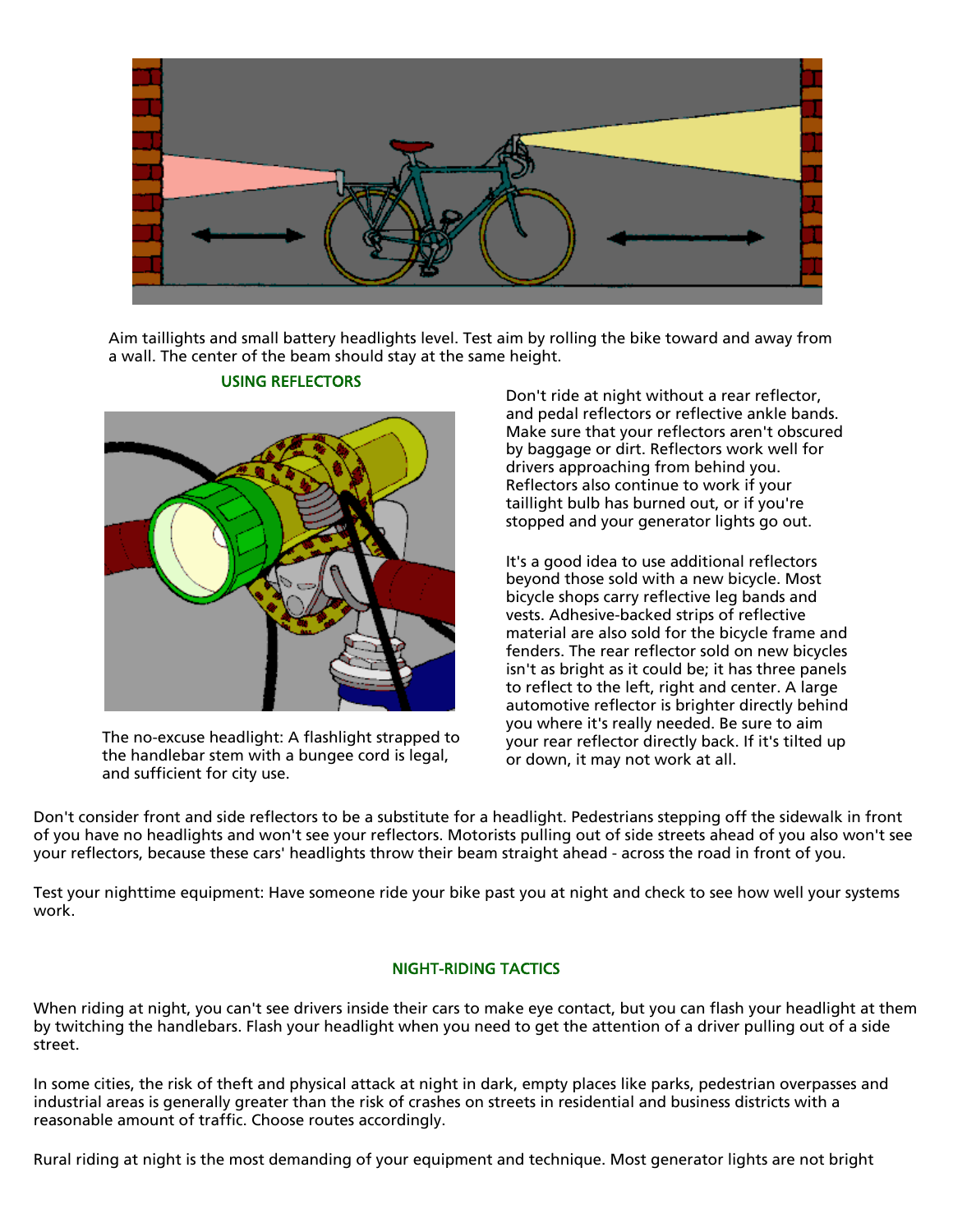Aim taillights and small battery headlights level. Test aim by rolling the bike toward and away from a wall. The center of the beam should stay at the same height.

## USING REFLECTORS

The no-excuse headlight: A flashlight strapped to the handlebar stem with a bungee cord is legal, and sufficient for city use.

Don't ride at night without a rear reflector, and pedal reflectors or reflective ankle bands. Make sure that your reflectors aren't obscured by baggage or dirt. Reflectors work well for drivers approaching from behind you. Reflectors also continue to work if your taillight bulb has burned out, or if you're stopped and your generator lights go out.

It's a good idea to use additional reflectors beyond those sold with a new bicycle. Most bicycle shops carry reflective leg bands and vests. Adhesive-backed strips of reflective material are also sold for the bicycle frame and fenders. The rear reflector sold on new bicycles isn't as bright as it could be; it has three panels to reflect to the left, right and center. A large automotive reflector is brighter directly behind you where it's really needed. Be sure to aim your rear reflector directly back. If it's tilted up or down, it may not work at all.

Don't consider front and side reflectors to be a substitute for a headlight. Pedestrians stepping off the sidewalk in front of you have no headlights and won't see your reflectors. Motorists pulling out of side streets ahead of you also won't see your reflectors, because these cars' headlights throw their beam straight ahead - across the road in front of you.

Test your nighttime equipment: Have someone ride your bike past you at night and check to see how well your systems work.

## NIGHT-RIDING TACTICS

When riding at night, you can't see drivers inside their cars to make eye contact, but you can flash your headlight at them by twitching the handlebars. Flash your headlight when you need to get the attention of a driver pulling out of a side street.

In some cities, the risk of theft and physical attack at night in dark, empty places like parks, pedestrian overpasses and industrial areas is generally greater than the risk of crashes on streets in residential and business districts with a reasonable amount of traffic. Choose routes accordingly.

Rural riding at night is the most demanding of your equipment and technique. Most generator lights are not bright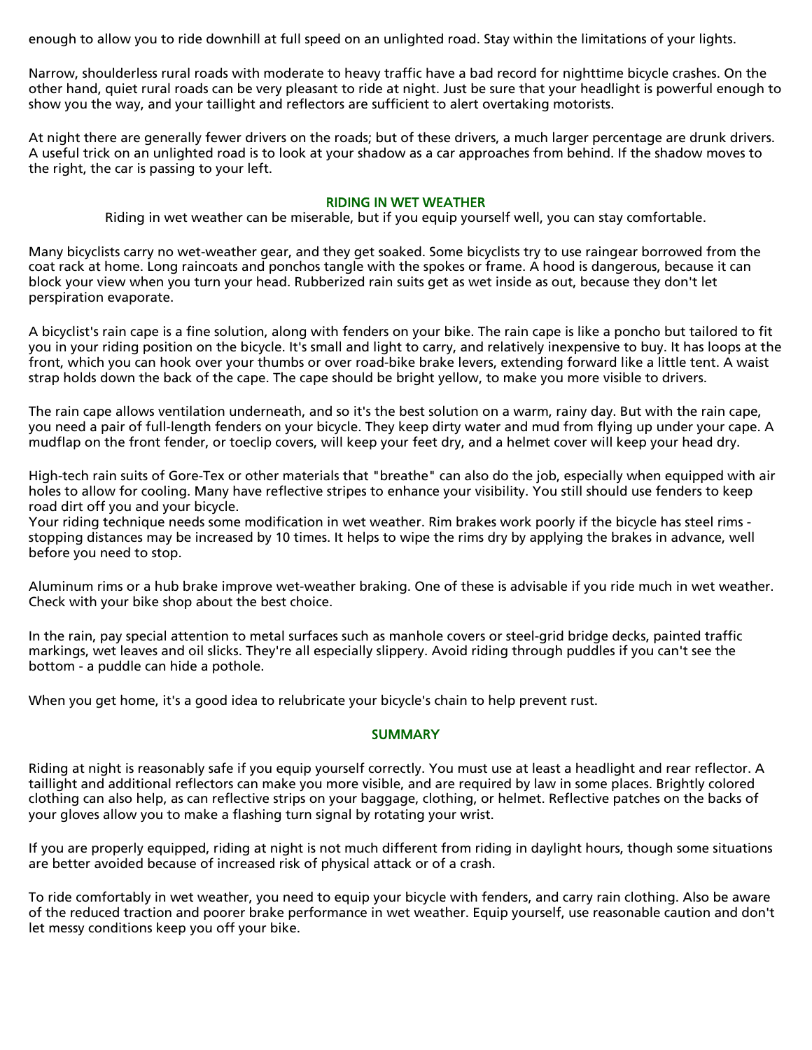enough to allow you to ride downhill at full speed on an unlighted road. Stay within the limitations of your lights.

Narrow, shoulderless rural roads with moderate to heavy traffic have a bad record for nighttime bicycle crashes. On the other hand, quiet rural roads can be very pleasant to ride at night. Just be sure that your headlight is powerful enough to show you the way, and your taillight and reflectors are sufficient to alert overtaking motorists.

At night there are generally fewer drivers on the roads; but of these drivers, a much larger percentage are drunk drivers. A useful trick on an unlighted road is to look at your shadow as a car approaches from behind. If the shadow moves to the right, the car is passing to your left.

## RIDING IN WET WEATHER

Riding in wet weather can be miserable, but if you equip yourself well, you can stay comfortable.

Many bicyclists carry no wet-weather gear, and they get soaked. Some bicyclists try to use raingear borrowed from the coat rack at home. Long raincoats and ponchos tangle with the spokes or frame. A hood is dangerous, because it can block your view when you turn your head. Rubberized rain suits get as wet inside as out, because they don't let perspiration evaporate.

A bicyclist's rain cape is a fine solution, along with fenders on your bike. The rain cape is like a poncho but tailored to fit you in your riding position on the bicycle. It's small and light to carry, and relatively inexpensive to buy. It has loops at the front, which you can hook over your thumbs or over road-bike brake levers, extending forward like a little tent. A waist strap holds down the back of the cape. The cape should be bright yellow, to make you more visible to drivers.

The rain cape allows ventilation underneath, and so it's the best solution on a warm, rainy day. But with the rain cape, you need a pair of full-length fenders on your bicycle. They keep dirty water and mud from flying up under your cape. A mudflap on the front fender, or toeclip covers, will keep your feet dry, and a helmet cover will keep your head dry.

High-tech rain suits of Gore-Tex or other materials that "breathe" can also do the job, especially when equipped with air holes to allow for cooling. Many have reflective stripes to enhance your visibility. You still should use fenders to keep road dirt off you and your bicycle.

Your riding technique needs some modification in wet weather. Rim brakes work poorly if the bicycle has steel rims - stopping distances may be increased by 10 times. It helps to wipe the rims dry by applying the brakes in advance, well before you need to stop.

Aluminum rims or a hub brake improve wet-weather braking. One of these is advisable if you ride much in wet weather. Check with your bike shop about the best choice.

In the rain, pay special attention to metal surfaces such as manhole covers or steel-grid bridge decks, painted traffic markings, wet leaves and oil slicks. They're all especially slippery. Avoid riding through puddles if you can't see the bottom - a puddle can hide a pothole.

When you get home, it's a good idea to relubricate your bicycle's chain to help prevent rust.

## SUMMARY

Riding at night is reasonably safe if you equip yourself correctly. You must use at least a headlight and rear reflector. A taillight and additional reflectors can make you more visible, and are required by law in some places. Brightly colored clothing can also help, as can reflective strips on your baggage, clothing, or helmet. Reflective patches on the backs of your gloves allow you to make a flashing turn signal by rotating your wrist.

If you are properly equipped, riding at night is not much different from riding in daylight hours, though some situations are better avoided because of increased risk of physical attack or of a crash.

To ride comfortably in wet weather, you need to equip your bicycle with fenders, and carry rain clothing. Also be aware of the reduced traction and poorer brake performance in wet weather. Equip yourself, use reasonable caution and don't let messy conditions keep you off your bike.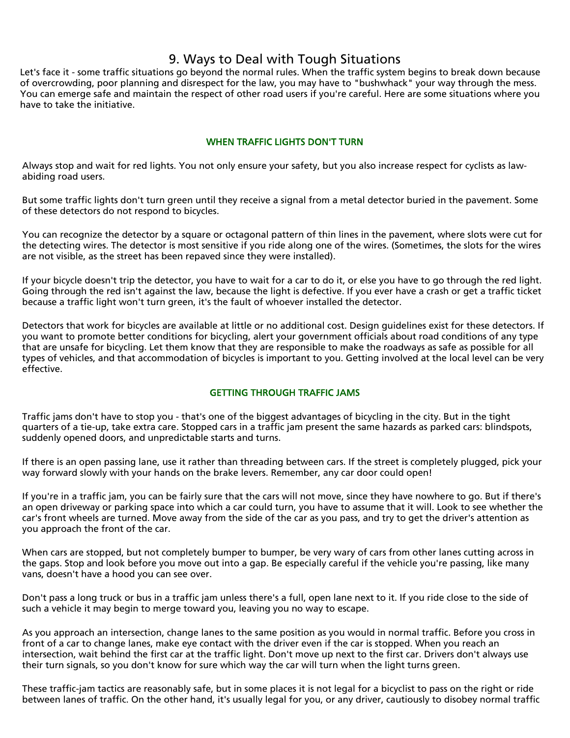# 9. Ways to Deal with Tough Situations

Let's face it - some traffic situations go beyond the normal rules. When the traffic system begins to break down because of overcrowding, poor planning and disrespect for the law, you may have to "bushwhack" your way through the mess. You can emerge safe and maintain the respect of other road users if you're careful. Here are some situations where you have to take the initiative.

## WHEN TRAFFIC LIGHTS DON'T TURN

Always stop and wait for red lights. You not only ensure your safety, but you also increase respect for cyclists as law-abiding road users.

But some traffic lights don't turn green until they receive a signal from a metal detector buried in the pavement. Some of these detectors do not respond to bicycles.

You can recognize the detector by a square or octagonal pattern of thin lines in the pavement, where slots were cut for the detecting wires. The detector is most sensitive if you ride along one of the wires. (Sometimes, the slots for the wires are not visible, as the street has been repaved since they were installed).

If your bicycle doesn't trip the detector, you have to wait for a car to do it, or else you have to go through the red light. Going through the red isn't against the law, because the light is defective. If you ever have a crash or get a traffic ticket because a traffic light won't turn green, it's the fault of whoever installed the detector.

Detectors that work for bicycles are available at little or no additional cost. Design guidelines exist for these detectors. If you want to promote better conditions for bicycling, alert your government officials about road conditions of any type that are unsafe for bicycling. Let them know that they are responsible to make the roadways as safe as possible for all types of vehicles, and that accommodation of bicycles is important to you. Getting involved at the local level can be very effective.

## GETTING THROUGH TRAFFIC JAMS

Traffic jams don't have to stop you - that's one of the biggest advantages of bicycling in the city. But in the tight quarters of a tie-up, take extra care. Stopped cars in a traffic jam present the same hazards as parked cars: blindspots, suddenly opened doors, and unpredictable starts and turns.

If there is an open passing lane, use it rather than threading between cars. If the street is completely plugged, pick your way forward slowly with your hands on the brake levers. Remember, any car door could open!

If you're in a traffic jam, you can be fairly sure that the cars will not move, since they have nowhere to go. But if there's an open driveway or parking space into which a car could turn, you have to assume that it will. Look to see whether the car's front wheels are turned. Move away from the side of the car as you pass, and try to get the driver's attention as you approach the front of the car.

When cars are stopped, but not completely bumper to bumper, be very wary of cars from other lanes cutting across in the gaps. Stop and look before you move out into a gap. Be especially careful if the vehicle you're passing, like many vans, doesn't have a hood you can see over.

Don't pass a long truck or bus in a traffic jam unless there's a full, open lane next to it. If you ride close to the side of such a vehicle it may begin to merge toward you, leaving you no way to escape.

As you approach an intersection, change lanes to the same position as you would in normal traffic. Before you cross in front of a car to change lanes, make eye contact with the driver even if the car is stopped. When you reach an intersection, wait behind the first car at the traffic light. Don't move up next to the first car. Drivers don't always use their turn signals, so you don't know for sure which way the car will turn when the light turns green.

These traffic-jam tactics are reasonably safe, but in some places it is not legal for a bicyclist to pass on the right or ride between lanes of traffic. On the other hand, it's usually legal for you, or any driver, cautiously to disobey normal traffic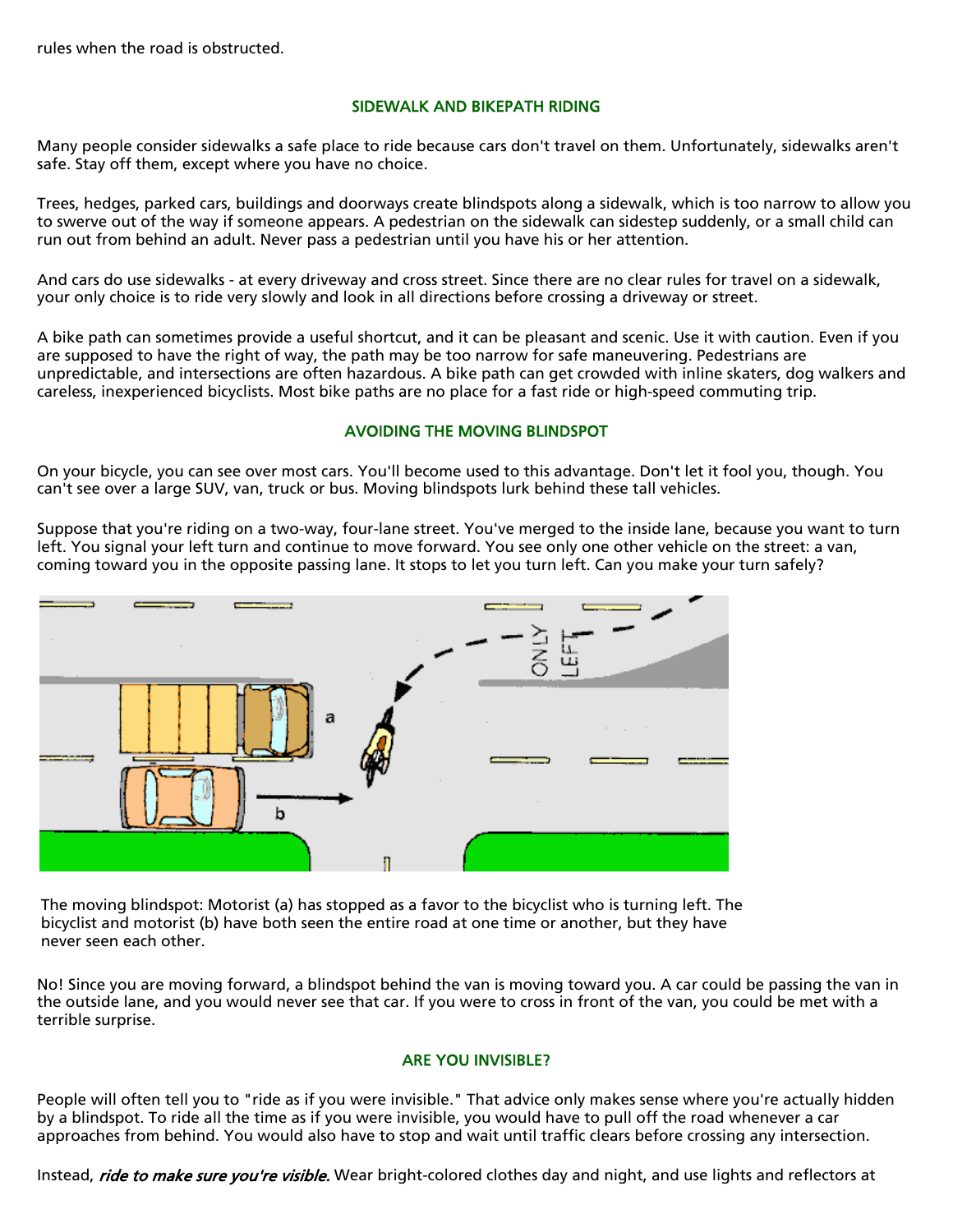rules when the road is obstructed.

## SIDEWALK AND BIKEPATH RIDING

Many people consider sidewalks a safe place to ride because cars don't travel on them. Unfortunately, sidewalks aren't safe. Stay off them, except where you have no choice.

Trees, hedges, parked cars, buildings and doorways create blindspots along a sidewalk, which is too narrow to allow you to swerve out of the way if someone appears. A pedestrian on the sidewalk can sidestep suddenly, or a small child can run out from behind an adult. Never pass a pedestrian until you have his or her attention.

And cars do use sidewalks - at every driveway and cross street. Since there are no clear rules for travel on a sidewalk, your only choice is to ride very slowly and look in all directions before crossing a driveway or street.

A bike path can sometimes provide a useful shortcut, and it can be pleasant and scenic. Use it with caution. Even if you are supposed to have the right of way, the path may be too narrow for safe maneuvering. Pedestrians are unpredictable, and intersections are often hazardous. A bike path can get crowded with inline skaters, dog walkers and careless, inexperienced bicyclists. Most bike paths are no place for a fast ride or high-speed commuting trip.

## AVOIDING THE MOVING BLINDSPOT

On your bicycle, you can see over most cars. You'll become used to this advantage. Don't let it fool you, though. You can't see over a large SUV, van, truck or bus. Moving blindspots lurk behind these tall vehicles.

Suppose that you're riding on a two-way, four-lane street. You've merged to the inside lane, because you want to turn left. You signal your left turn and continue to move forward. You see only one other vehicle on the street: a van, coming toward you in the opposite passing lane. It stops to let you turn left. Can you make your turn safely?

The moving blindspot: Motorist (a) has stopped as a favor to the bicyclist who is turning left. The bicyclist and motorist (b) have both seen the entire road at one time or another, but they have never seen each other.

No! Since you are moving forward, a blindspot behind the van is moving toward you. A car could be passing the van in the outside lane, and you would never see that car. If you were to cross in front of the van, you could be met with a terrible surprise.

## ARE YOU INVISIBLE?

People will often tell you to "ride as if you were invisible." That advice only makes sense where you're actually hidden by a blindspot. To ride all the time as if you were invisible, you would have to pull off the road whenever a car approaches from behind. You would also have to stop and wait until traffic clears before crossing any intersection.

Instead, *ride to make sure you're visible.* Wear bright-colored clothes day and night, and use lights and reflectors at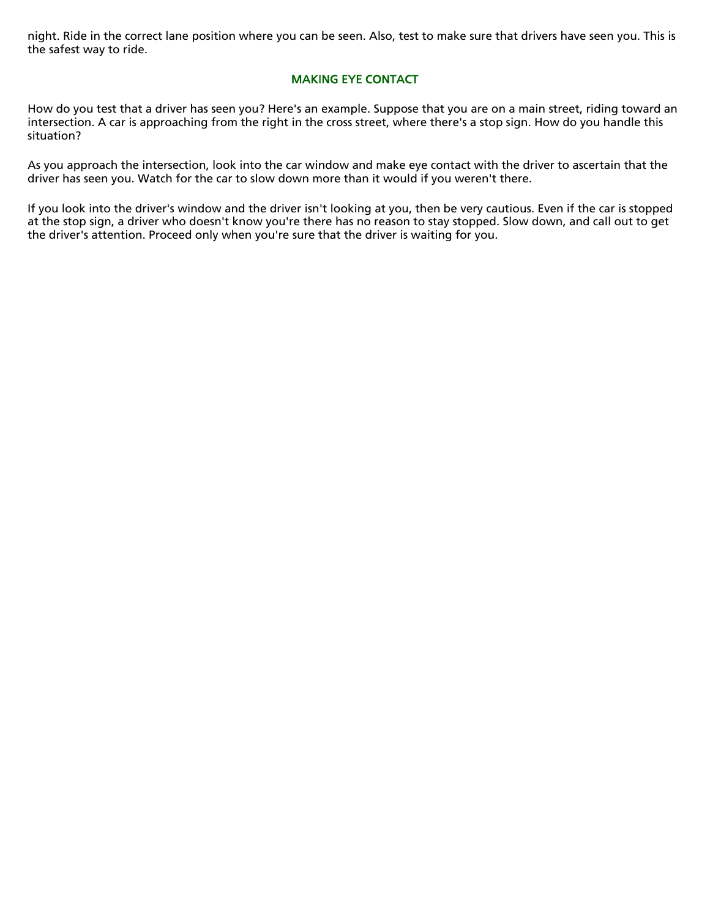night. Ride in the correct lane position where you can be seen. Also, test to make sure that drivers have seen you. This is the safest way to ride.

## MAKING EYE CONTACT

How do you test that a driver has seen you? Here's an example. Suppose that you are on a main street, riding toward an intersection. A car is approaching from the right in the cross street, where there's a stop sign. How do you handle this situation?

As you approach the intersection, look into the car window and make eye contact with the driver to ascertain that the driver has seen you. Watch for the car to slow down more than it would if you weren't there.

If you look into the driver's window and the driver isn't looking at you, then be very cautious. Even if the car is stopped at the stop sign, a driver who doesn't know you're there has no reason to stay stopped. Slow down, and call out to get the driver's attention. Proceed only when you're sure that the driver is waiting for you.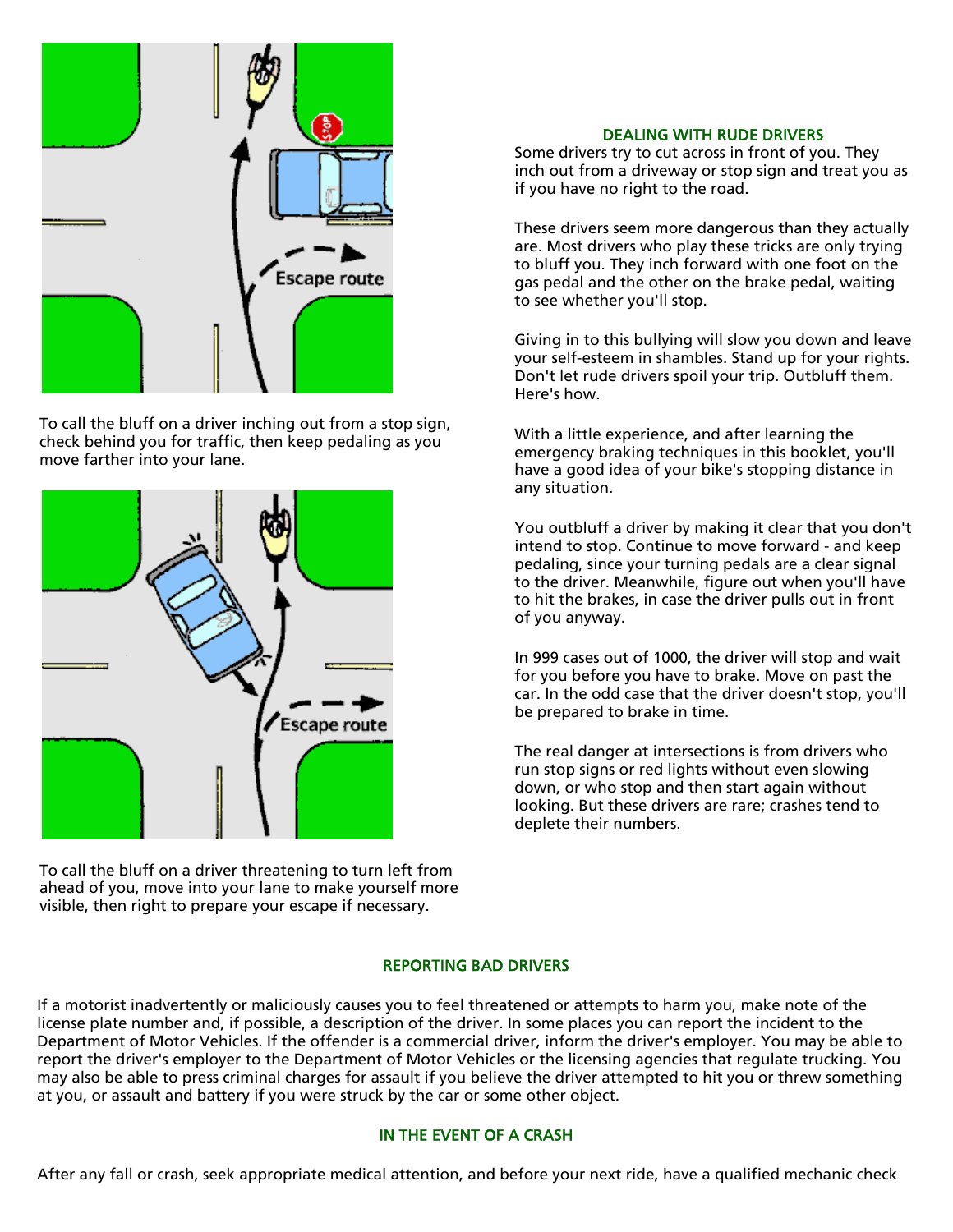To call the bluff on a driver inching out from a stop sign, check behind you for traffic, then keep pedaling as you move farther into your lane.

To call the bluff on a driver threatening to turn left from ahead of you, move into your lane to make yourself more visible, then right to prepare your escape if necessary.

## DEALING WITH RUDE DRIVERS

Some drivers try to cut across in front of you. They inch out from a driveway or stop sign and treat you as if you have no right to the road.

These drivers seem more dangerous than they actually are. Most drivers who play these tricks are only trying to bluff you. They inch forward with one foot on the gas pedal and the other on the brake pedal, waiting to see whether you'll stop.

Giving in to this bullying will slow you down and leave your self-esteem in shambles. Stand up for your rights. Don't let rude drivers spoil your trip. Outbluff them. Here's how.

With a little experience, and after learning the emergency braking techniques in this booklet, you'll have a good idea of your bike's stopping distance in any situation.

You outbluff a driver by making it clear that you don't intend to stop. Continue to move forward - and keep pedaling, since your turning pedals are a clear signal to the driver. Meanwhile, figure out when you'll have to hit the brakes, in case the driver pulls out in front of you anyway.

In 999 cases out of 1000, the driver will stop and wait for you before you have to brake. Move on past the car. In the odd case that the driver doesn't stop, you'll be prepared to brake in time.

The real danger at intersections is from drivers who run stop signs or red lights without even slowing down, or who stop and then start again without looking. But these drivers are rare; crashes tend to deplete their numbers.

## REPORTING BAD DRIVERS

If a motorist inadvertently or maliciously causes you to feel threatened or attempts to harm you, make note of the license plate number and, if possible, a description of the driver. In some places you can report the incident to the Department of Motor Vehicles. If the offender is a commercial driver, inform the driver's employer. You may be able to report the driver's employer to the Department of Motor Vehicles or the licensing agencies that regulate trucking. You may also be able to press criminal charges for assault if you believe the driver attempted to hit you or threw something at you, or assault and battery if you were struck by the car or some other object.

## IN THE EVENT OF A CRASH

After any fall or crash, seek appropriate medical attention, and before your next ride, have a qualified mechanic check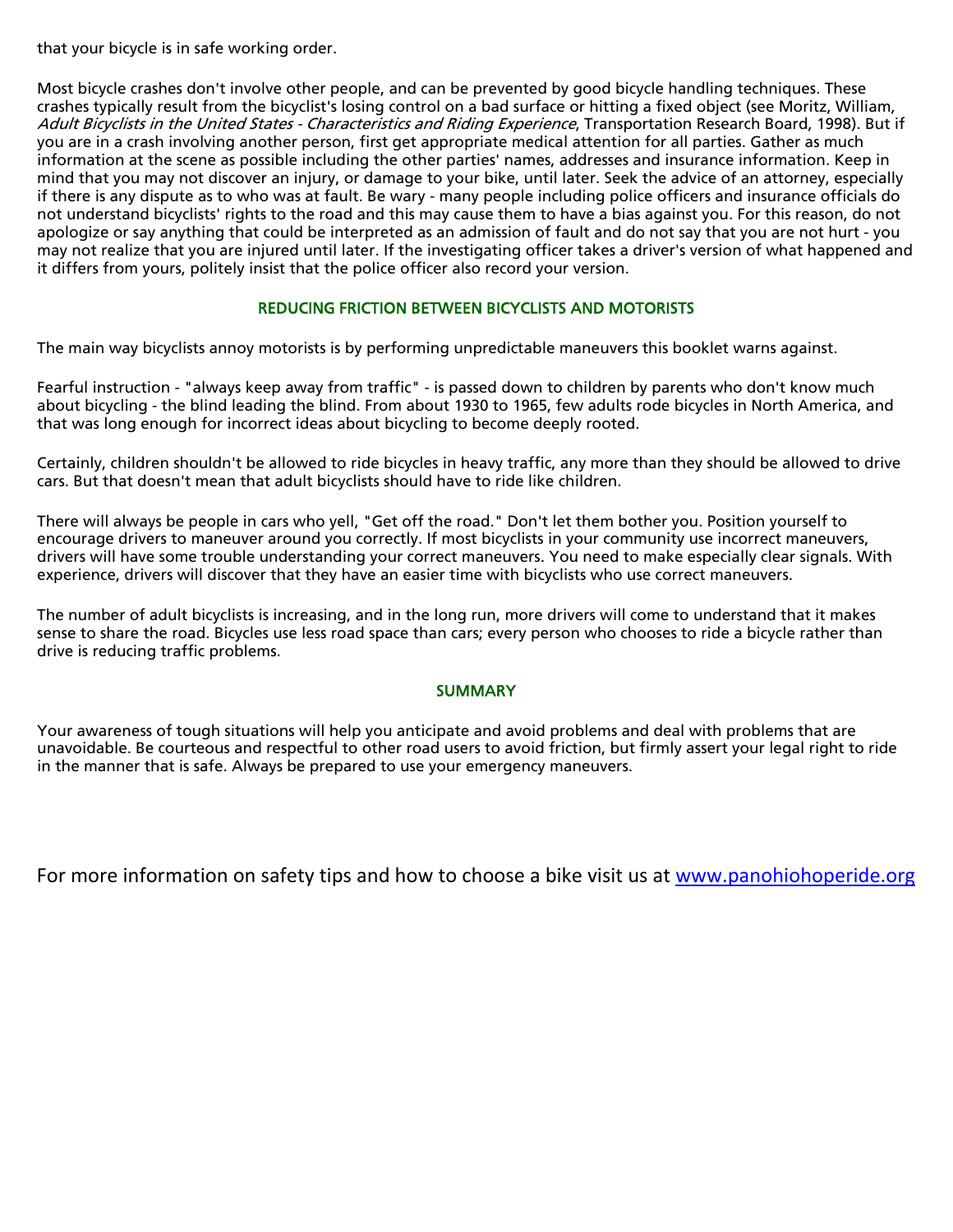that your bicycle is in safe working order.

Most bicycle crashes don't involve other people, and can be prevented by good bicycle handling techniques. These crashes typically result from the bicyclist's losing control on a bad surface or hitting a fixed object (see Moritz, William, *Adult Bicyclists in the United States - Characteristics and Riding Experience*, Transportation Research Board, 1998). But if you are in a crash involving another person, first get appropriate medical attention for all parties. Gather as much information at the scene as possible including the other parties' names, addresses and insurance information. Keep in mind that you may not discover an injury, or damage to your bike, until later. Seek the advice of an attorney, especially if there is any dispute as to who was at fault. Be wary - many people including police officers and insurance officials do not understand bicyclists' rights to the road and this may cause them to have a bias against you. For this reason, do not apologize or say anything that could be interpreted as an admission of fault and do not say that you are not hurt - you may not realize that you are injured until later. If the investigating officer takes a driver's version of what happened and it differs from yours, politely insist that the police officer also record your version.

## REDUCING FRICTION BETWEEN BICYCLISTS AND MOTORISTS

The main way bicyclists annoy motorists is by performing unpredictable maneuvers this booklet warns against.

Fearful instruction - "always keep away from traffic" - is passed down to children by parents who don't know much about bicycling - the blind leading the blind. From about 1930 to 1965, few adults rode bicycles in North America, and that was long enough for incorrect ideas about bicycling to become deeply rooted.

Certainly, children shouldn't be allowed to ride bicycles in heavy traffic, any more than they should be allowed to drive cars. But that doesn't mean that adult bicyclists should have to ride like children.

There will always be people in cars who yell, "Get off the road." Don't let them bother you. Position yourself to encourage drivers to maneuver around you correctly. If most bicyclists in your community use incorrect maneuvers, drivers will have some trouble understanding your correct maneuvers. You need to make especially clear signals. With experience, drivers will discover that they have an easier time with bicyclists who use correct maneuvers.

The number of adult bicyclists is increasing, and in the long run, more drivers will come to understand that it makes sense to share the road. Bicycles use less road space than cars; every person who chooses to ride a bicycle rather than drive is reducing traffic problems.

## SUMMARY

Your awareness of tough situations will help you anticipate and avoid problems and deal with problems that are unavoidable. Be courteous and respectful to other road users to avoid friction, but firmly assert your legal right to ride in the manner that is safe. Always be prepared to use your emergency maneuvers.

For more information on safety tips and how to choose a bike visit us at [www.panohiohoperide.org](http://www.panohiohoperide.org)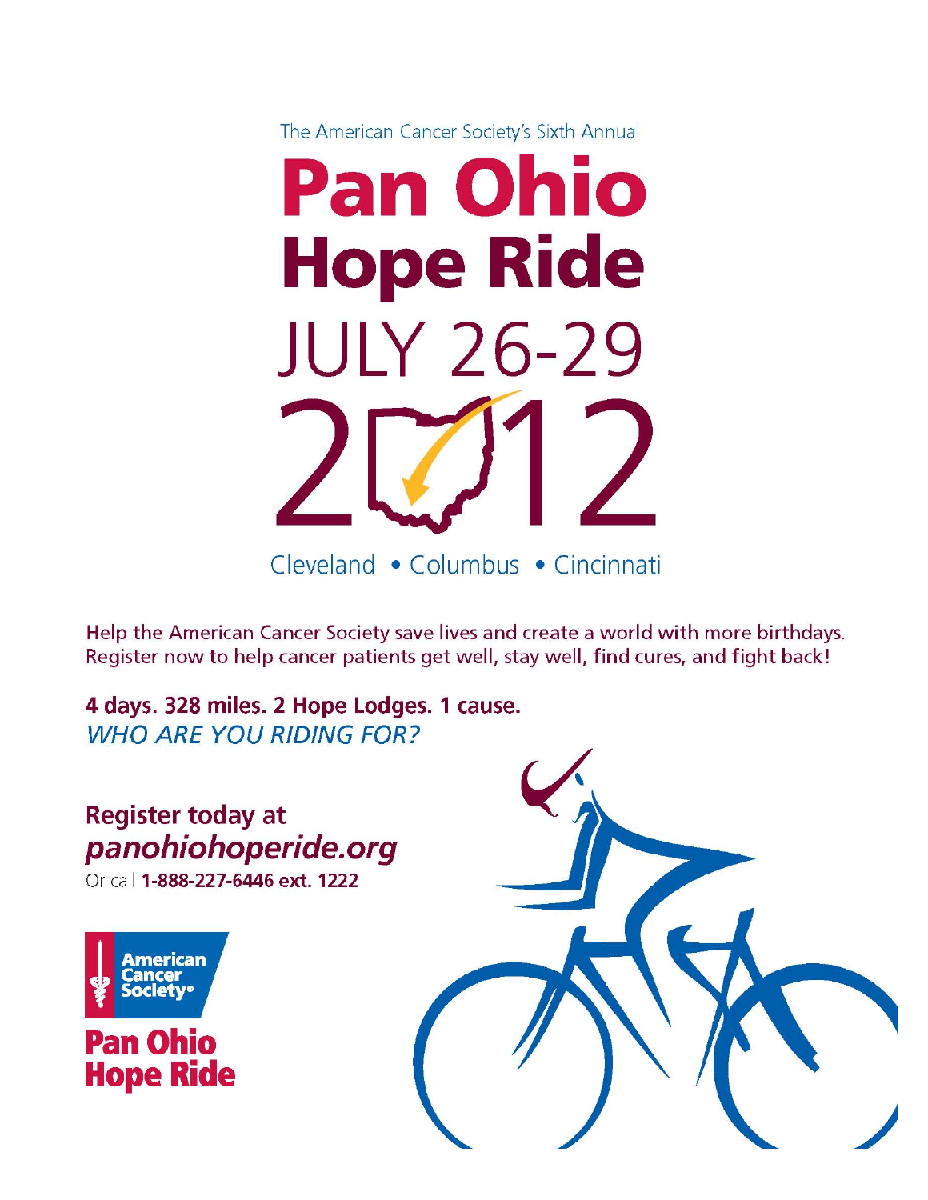The American Cancer Society's Sixth Annual

# Pan Ohio Hope Ride

## JULY 26-29 2012

Cleveland • Columbus • Cincinnati

Help the American Cancer Society save lives and create a world with more birthdays. Register now to help cancer patients get well, stay well, find cures, and fight back!

**4 days. 328 miles. 2 Hope Lodges. 1 cause.**
*WHO ARE YOU RIDING FOR?*

**Register today at**
***panohiohoperide.org***
Or call **1-888-227-6446 ext. 1222**

American Cancer Society®

**Pan Ohio Hope Ride**